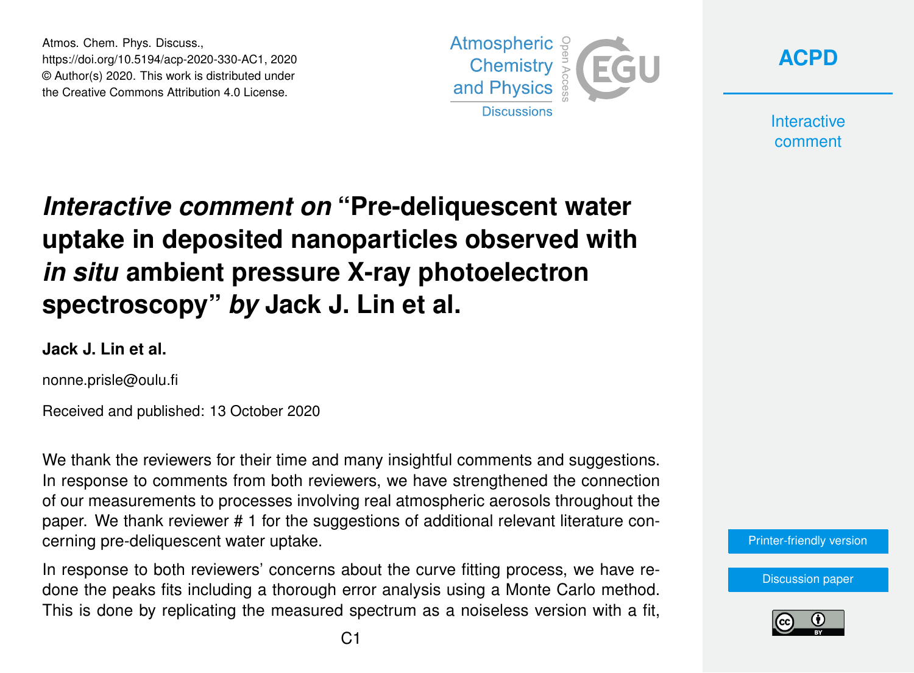# *Interactive comment on* "Pre-deliquescent water uptake in deposited nanoparticles observed with *in situ* ambient pressure X-ray photoelectron spectroscopy" *by* Jack J. Lin et al.

**Jack J. Lin et al.**

nonne.prisle@oulu.fi

Received and published: 13 October 2020

We thank the reviewers for their time and many insightful comments and suggestions. In response to comments from both reviewers, we have strengthened the connection of our measurements to processes involving real atmospheric aerosols throughout the paper. We thank reviewer # 1 for the suggestions of additional relevant literature concerning pre-deliquescent water uptake.

In response to both reviewers' concerns about the curve fitting process, we have redone the peaks fits including a thorough error analysis using a Monte Carlo method. This is done by replicating the measured spectrum as a noiseless version with a fit,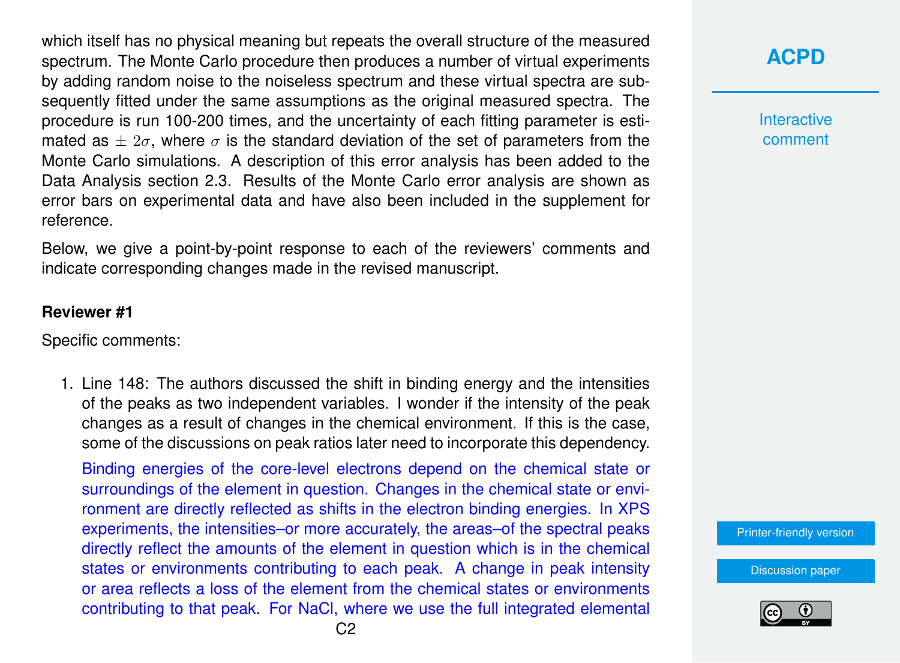which itself has no physical meaning but repeats the overall structure of the measured spectrum. The Monte Carlo procedure then produces a number of virtual experiments by adding random noise to the noiseless spectrum and these virtual spectra are subsequently fitted under the same assumptions as the original measured spectra. The procedure is run 100-200 times, and the uncertainty of each fitting parameter is estimated as $\pm 2\sigma$, where $\sigma$ is the standard deviation of the set of parameters from the Monte Carlo simulations. A description of this error analysis has been added to the Data Analysis section 2.3. Results of the Monte Carlo error analysis are shown as error bars on experimental data and have also been included in the supplement for reference.

Below, we give a point-by-point response to each of the reviewers' comments and indicate corresponding changes made in the revised manuscript.

**Reviewer #1**

Specific comments:

1. Line 148: The authors discussed the shift in binding energy and the intensities of the peaks as two independent variables. I wonder if the intensity of the peak changes as a result of changes in the chemical environment. If this is the case, some of the discussions on peak ratios later need to incorporate this dependency.

   Binding energies of the core-level electrons depend on the chemical state or surroundings of the element in question. Changes in the chemical state or environment are directly reflected as shifts in the electron binding energies. In XPS experiments, the intensities–or more accurately, the areas–of the spectral peaks directly reflect the amounts of the element in question which is in the chemical states or environments contributing to each peak. A change in peak intensity or area reflects a loss of the element from the chemical states or environments contributing to that peak. For NaCl, where we use the full integrated elemental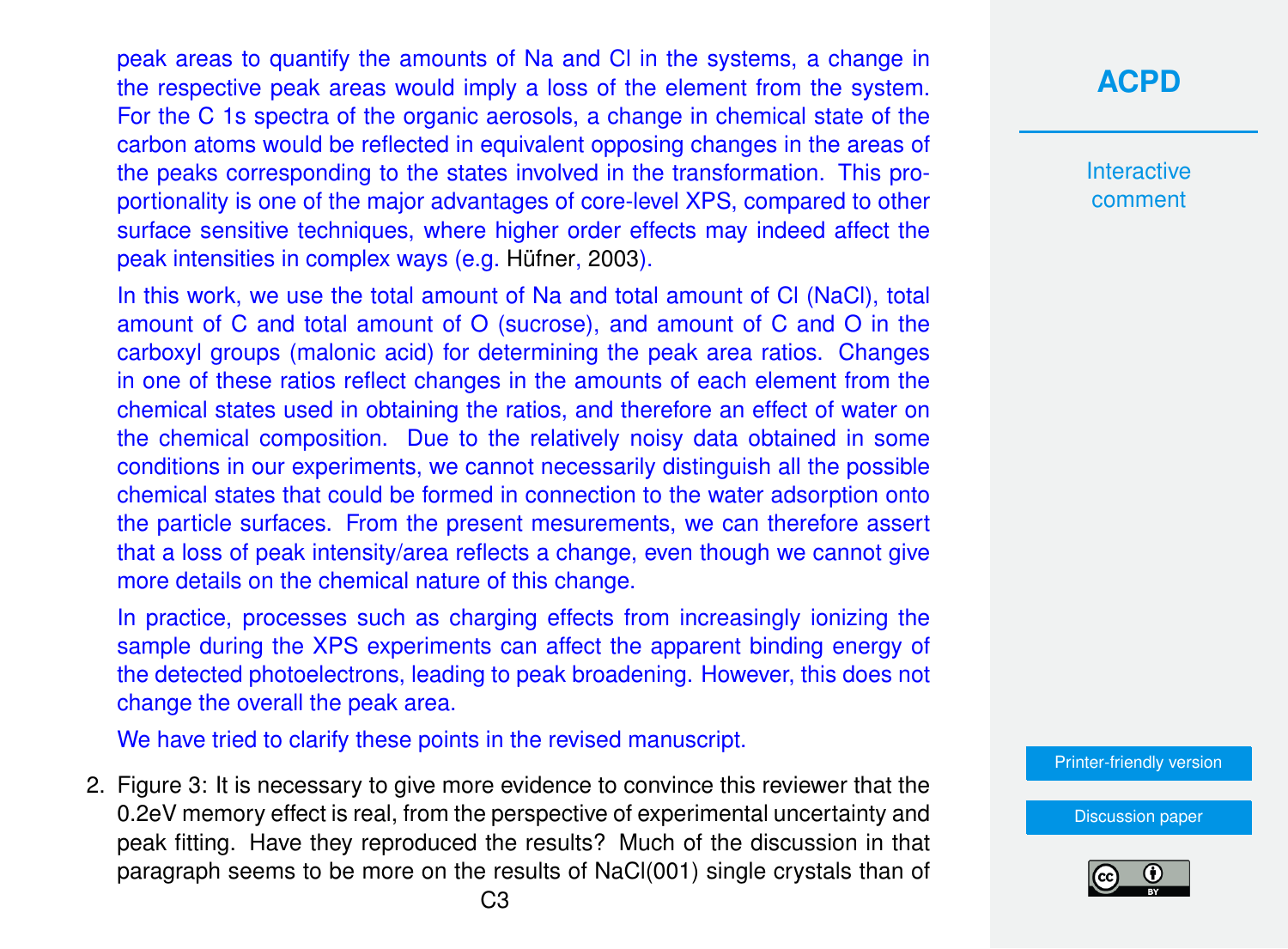peak areas to quantify the amounts of Na and Cl in the systems, a change in the respective peak areas would imply a loss of the element from the system. For the C 1s spectra of the organic aerosols, a change in chemical state of the carbon atoms would be reflected in equivalent opposing changes in the areas of the peaks corresponding to the states involved in the transformation. This proportionality is one of the major advantages of core-level XPS, compared to other surface sensitive techniques, where higher order effects may indeed affect the peak intensities in complex ways (e.g. Hüfner, 2003).

In this work, we use the total amount of Na and total amount of Cl (NaCl), total amount of C and total amount of O (sucrose), and amount of C and O in the carboxyl groups (malonic acid) for determining the peak area ratios. Changes in one of these ratios reflect changes in the amounts of each element from the chemical states used in obtaining the ratios, and therefore an effect of water on the chemical composition. Due to the relatively noisy data obtained in some conditions in our experiments, we cannot necessarily distinguish all the possible chemical states that could be formed in connection to the water adsorption onto the particle surfaces. From the present mesurements, we can therefore assert that a loss of peak intensity/area reflects a change, even though we cannot give more details on the chemical nature of this change.

In practice, processes such as charging effects from increasingly ionizing the sample during the XPS experiments can affect the apparent binding energy of the detected photoelectrons, leading to peak broadening. However, this does not change the overall the peak area.

We have tried to clarify these points in the revised manuscript.

2. Figure 3: It is necessary to give more evidence to convince this reviewer that the 0.2eV memory effect is real, from the perspective of experimental uncertainty and peak fitting. Have they reproduced the results? Much of the discussion in that paragraph seems to be more on the results of NaCl(001) single crystals than of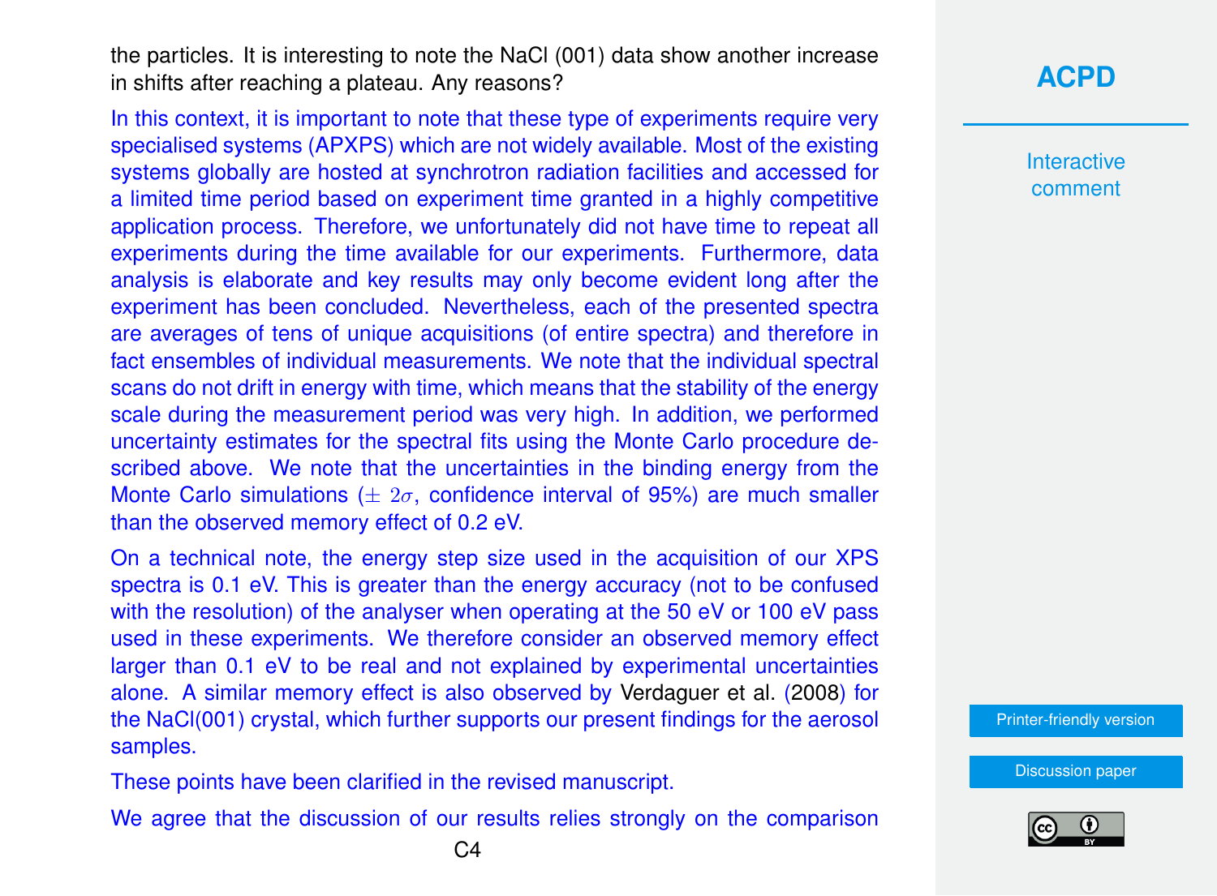the particles. It is interesting to note the NaCl (001) data show another increase in shifts after reaching a plateau. Any reasons?

In this context, it is important to note that these type of experiments require very specialised systems (APXPS) which are not widely available. Most of the existing systems globally are hosted at synchrotron radiation facilities and accessed for a limited time period based on experiment time granted in a highly competitive application process. Therefore, we unfortunately did not have time to repeat all experiments during the time available for our experiments. Furthermore, data analysis is elaborate and key results may only become evident long after the experiment has been concluded. Nevertheless, each of the presented spectra are averages of tens of unique acquisitions (of entire spectra) and therefore in fact ensembles of individual measurements. We note that the individual spectral scans do not drift in energy with time, which means that the stability of the energy scale during the measurement period was very high. In addition, we performed uncertainty estimates for the spectral fits using the Monte Carlo procedure described above. We note that the uncertainties in the binding energy from the Monte Carlo simulations ($\pm\ 2\sigma$, confidence interval of 95%) are much smaller than the observed memory effect of 0.2 eV.

On a technical note, the energy step size used in the acquisition of our XPS spectra is 0.1 eV. This is greater than the energy accuracy (not to be confused with the resolution) of the analyser when operating at the 50 eV or 100 eV pass used in these experiments. We therefore consider an observed memory effect larger than 0.1 eV to be real and not explained by experimental uncertainties alone. A similar memory effect is also observed by Verdaguer et al. (2008) for the NaCl(001) crystal, which further supports our present findings for the aerosol samples.

These points have been clarified in the revised manuscript.

We agree that the discussion of our results relies strongly on the comparison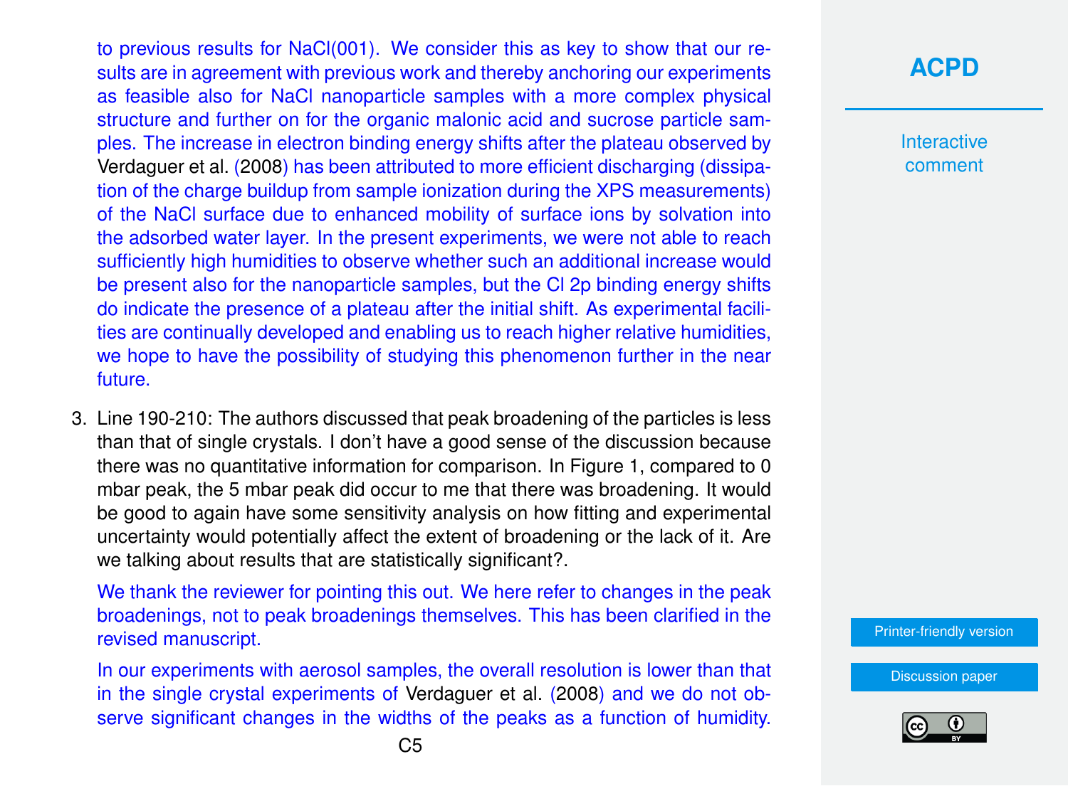to previous results for NaCl(001). We consider this as key to show that our results are in agreement with previous work and thereby anchoring our experiments as feasible also for NaCl nanoparticle samples with a more complex physical structure and further on for the organic malonic acid and sucrose particle samples. The increase in electron binding energy shifts after the plateau observed by Verdaguer et al. (2008) has been attributed to more efficient discharging (dissipation of the charge buildup from sample ionization during the XPS measurements) of the NaCl surface due to enhanced mobility of surface ions by solvation into the adsorbed water layer. In the present experiments, we were not able to reach sufficiently high humidities to observe whether such an additional increase would be present also for the nanoparticle samples, but the Cl 2p binding energy shifts do indicate the presence of a plateau after the initial shift. As experimental facilities are continually developed and enabling us to reach higher relative humidities, we hope to have the possibility of studying this phenomenon further in the near future.

3. Line 190-210: The authors discussed that peak broadening of the particles is less than that of single crystals. I don't have a good sense of the discussion because there was no quantitative information for comparison. In Figure 1, compared to 0 mbar peak, the 5 mbar peak did occur to me that there was broadening. It would be good to again have some sensitivity analysis on how fitting and experimental uncertainty would potentially affect the extent of broadening or the lack of it. Are we talking about results that are statistically significant?.

   We thank the reviewer for pointing this out. We here refer to changes in the peak broadenings, not to peak broadenings themselves. This has been clarified in the revised manuscript.

   In our experiments with aerosol samples, the overall resolution is lower than that in the single crystal experiments of Verdaguer et al. (2008) and we do not observe significant changes in the widths of the peaks as a function of humidity.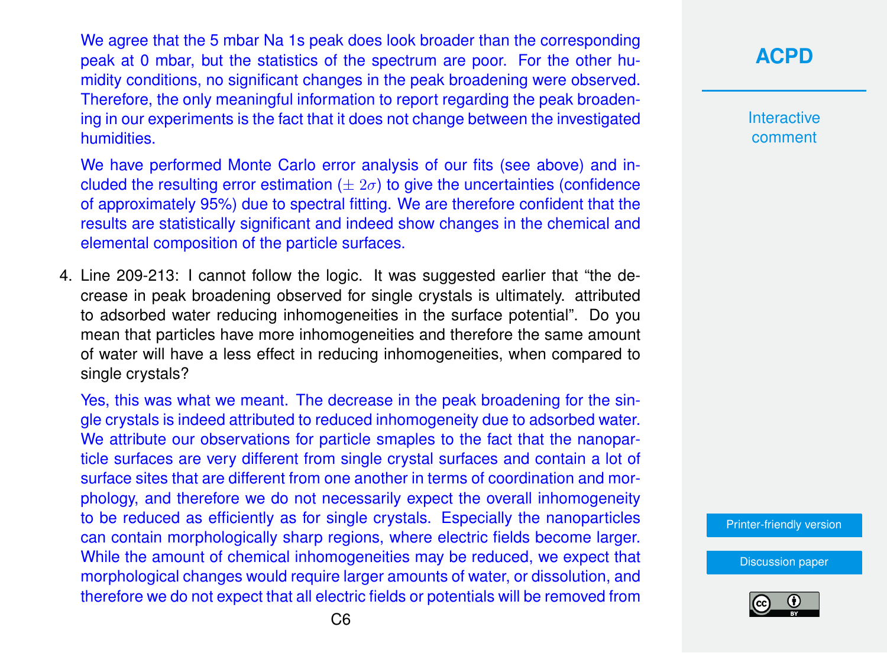We agree that the 5 mbar Na 1s peak does look broader than the corresponding peak at 0 mbar, but the statistics of the spectrum are poor. For the other humidity conditions, no significant changes in the peak broadening were observed. Therefore, the only meaningful information to report regarding the peak broadening in our experiments is the fact that it does not change between the investigated humidities.

We have performed Monte Carlo error analysis of our fits (see above) and included the resulting error estimation ($\pm\ 2\sigma$) to give the uncertainties (confidence of approximately 95%) due to spectral fitting. We are therefore confident that the results are statistically significant and indeed show changes in the chemical and elemental composition of the particle surfaces.

4. Line 209-213: I cannot follow the logic. It was suggested earlier that "the decrease in peak broadening observed for single crystals is ultimately. attributed to adsorbed water reducing inhomogeneities in the surface potential". Do you mean that particles have more inhomogeneities and therefore the same amount of water will have a less effect in reducing inhomogeneities, when compared to single crystals?

   Yes, this was what we meant. The decrease in the peak broadening for the single crystals is indeed attributed to reduced inhomogeneity due to adsorbed water. We attribute our observations for particle smaples to the fact that the nanoparticle surfaces are very different from single crystal surfaces and contain a lot of surface sites that are different from one another in terms of coordination and morphology, and therefore we do not necessarily expect the overall inhomogeneity to be reduced as efficiently as for single crystals. Especially the nanoparticles can contain morphologically sharp regions, where electric fields become larger. While the amount of chemical inhomogeneities may be reduced, we expect that morphological changes would require larger amounts of water, or dissolution, and therefore we do not expect that all electric fields or potentials will be removed from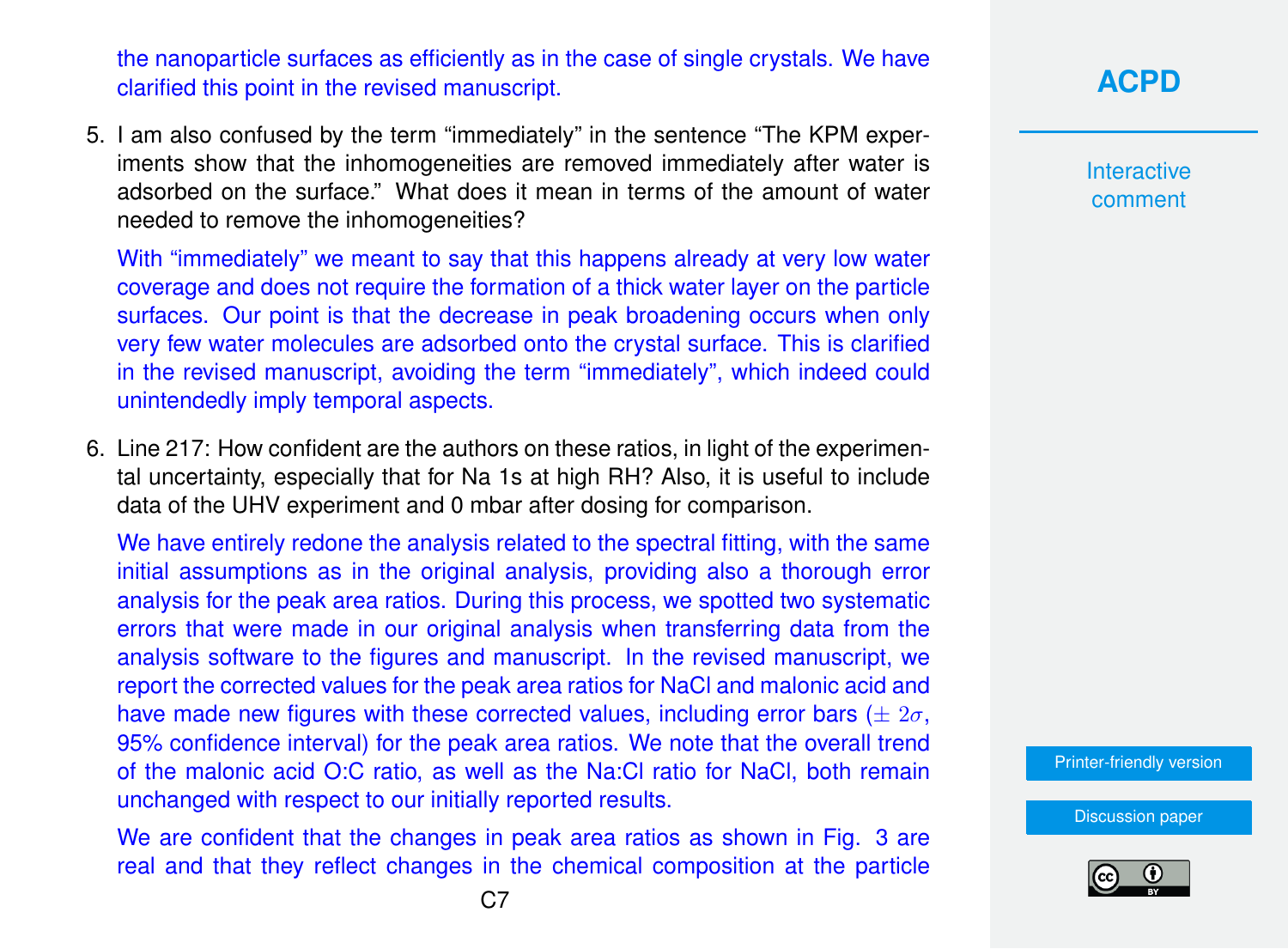the nanoparticle surfaces as efficiently as in the case of single crystals. We have clarified this point in the revised manuscript.

5. I am also confused by the term "immediately" in the sentence "The KPM experiments show that the inhomogeneities are removed immediately after water is adsorbed on the surface." What does it mean in terms of the amount of water needed to remove the inhomogeneities?

   With "immediately" we meant to say that this happens already at very low water coverage and does not require the formation of a thick water layer on the particle surfaces. Our point is that the decrease in peak broadening occurs when only very few water molecules are adsorbed onto the crystal surface. This is clarified in the revised manuscript, avoiding the term "immediately", which indeed could unintendedly imply temporal aspects.

6. Line 217: How confident are the authors on these ratios, in light of the experimental uncertainty, especially that for Na 1s at high RH? Also, it is useful to include data of the UHV experiment and 0 mbar after dosing for comparison.

   We have entirely redone the analysis related to the spectral fitting, with the same initial assumptions as in the original analysis, providing also a thorough error analysis for the peak area ratios. During this process, we spotted two systematic errors that were made in our original analysis when transferring data from the analysis software to the figures and manuscript. In the revised manuscript, we report the corrected values for the peak area ratios for NaCl and malonic acid and have made new figures with these corrected values, including error bars ($\pm\ 2\sigma$, 95% confidence interval) for the peak area ratios. We note that the overall trend of the malonic acid O:C ratio, as well as the Na:Cl ratio for NaCl, both remain unchanged with respect to our initially reported results.

   We are confident that the changes in peak area ratios as shown in Fig. 3 are real and that they reflect changes in the chemical composition at the particle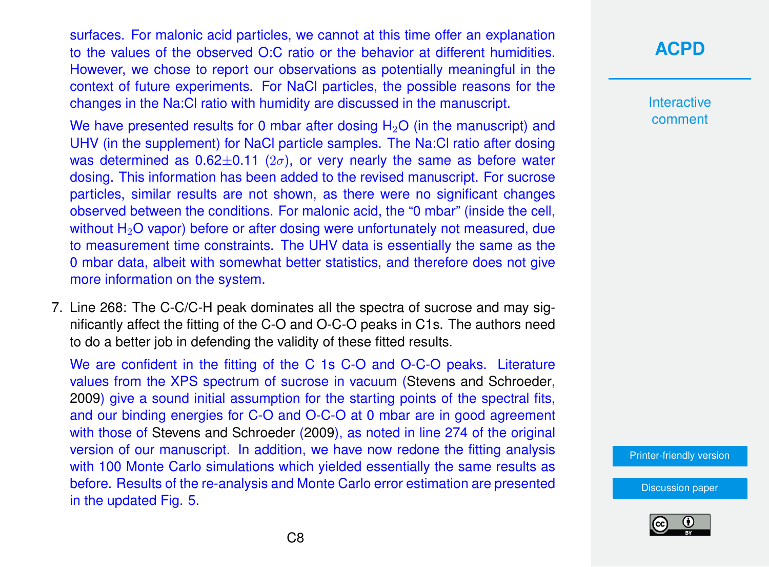surfaces. For malonic acid particles, we cannot at this time offer an explanation to the values of the observed O:C ratio or the behavior at different humidities. However, we chose to report our observations as potentially meaningful in the context of future experiments. For NaCl particles, the possible reasons for the changes in the Na:Cl ratio with humidity are discussed in the manuscript.

We have presented results for 0 mbar after dosing $H_2O$ (in the manuscript) and UHV (in the supplement) for NaCl particle samples. The Na:Cl ratio after dosing was determined as 0.62±0.11 ($2\sigma$), or very nearly the same as before water dosing. This information has been added to the revised manuscript. For sucrose particles, similar results are not shown, as there were no significant changes observed between the conditions. For malonic acid, the "0 mbar" (inside the cell, without $H_2O$ vapor) before or after dosing were unfortunately not measured, due to measurement time constraints. The UHV data is essentially the same as the 0 mbar data, albeit with somewhat better statistics, and therefore does not give more information on the system.

7. Line 268: The C-C/C-H peak dominates all the spectra of sucrose and may significantly affect the fitting of the C-O and O-C-O peaks in C1s. The authors need to do a better job in defending the validity of these fitted results.

   We are confident in the fitting of the C 1s C-O and O-C-O peaks. Literature values from the XPS spectrum of sucrose in vacuum (Stevens and Schroeder, 2009) give a sound initial assumption for the starting points of the spectral fits, and our binding energies for C-O and O-C-O at 0 mbar are in good agreement with those of Stevens and Schroeder (2009), as noted in line 274 of the original version of our manuscript. In addition, we have now redone the fitting analysis with 100 Monte Carlo simulations which yielded essentially the same results as before. Results of the re-analysis and Monte Carlo error estimation are presented in the updated Fig. 5.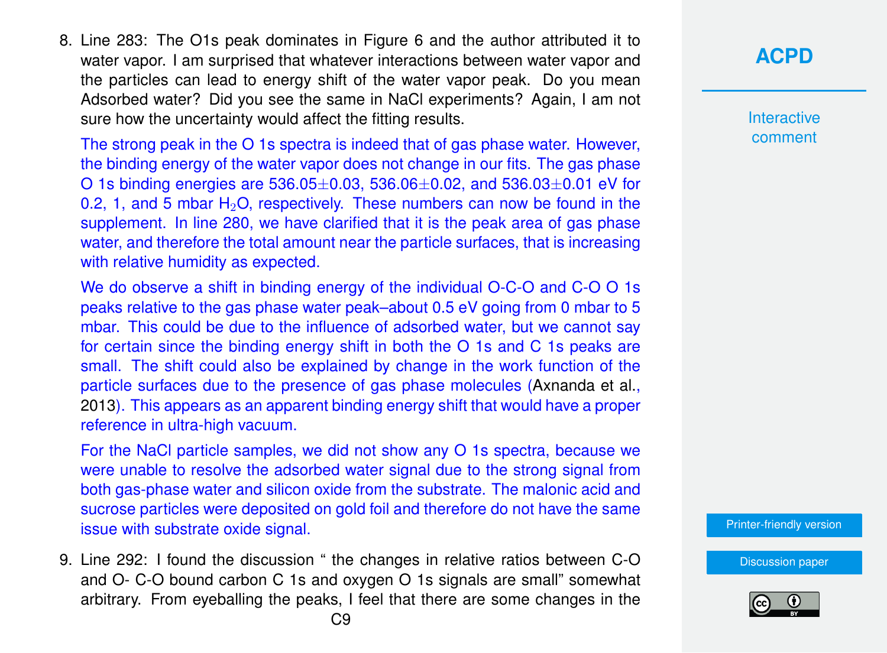8. Line 283: The O1s peak dominates in Figure 6 and the author attributed it to water vapor. I am surprised that whatever interactions between water vapor and the particles can lead to energy shift of the water vapor peak. Do you mean Adsorbed water? Did you see the same in NaCl experiments? Again, I am not sure how the uncertainty would affect the fitting results.

   The strong peak in the O 1s spectra is indeed that of gas phase water. However, the binding energy of the water vapor does not change in our fits. The gas phase O 1s binding energies are 536.05±0.03, 536.06±0.02, and 536.03±0.01 eV for 0.2, 1, and 5 mbar $H_2O$, respectively. These numbers can now be found in the supplement. In line 280, we have clarified that it is the peak area of gas phase water, and therefore the total amount near the particle surfaces, that is increasing with relative humidity as expected.

   We do observe a shift in binding energy of the individual O-C-O and C-O O 1s peaks relative to the gas phase water peak–about 0.5 eV going from 0 mbar to 5 mbar. This could be due to the influence of adsorbed water, but we cannot say for certain since the binding energy shift in both the O 1s and C 1s peaks are small. The shift could also be explained by change in the work function of the particle surfaces due to the presence of gas phase molecules (Axnanda et al., 2013). This appears as an apparent binding energy shift that would have a proper reference in ultra-high vacuum.

   For the NaCl particle samples, we did not show any O 1s spectra, because we were unable to resolve the adsorbed water signal due to the strong signal from both gas-phase water and silicon oxide from the substrate. The malonic acid and sucrose particles were deposited on gold foil and therefore do not have the same issue with substrate oxide signal.

9. Line 292: I found the discussion " the changes in relative ratios between C-O and O- C-O bound carbon C 1s and oxygen O 1s signals are small" somewhat arbitrary. From eyeballing the peaks, I feel that there are some changes in the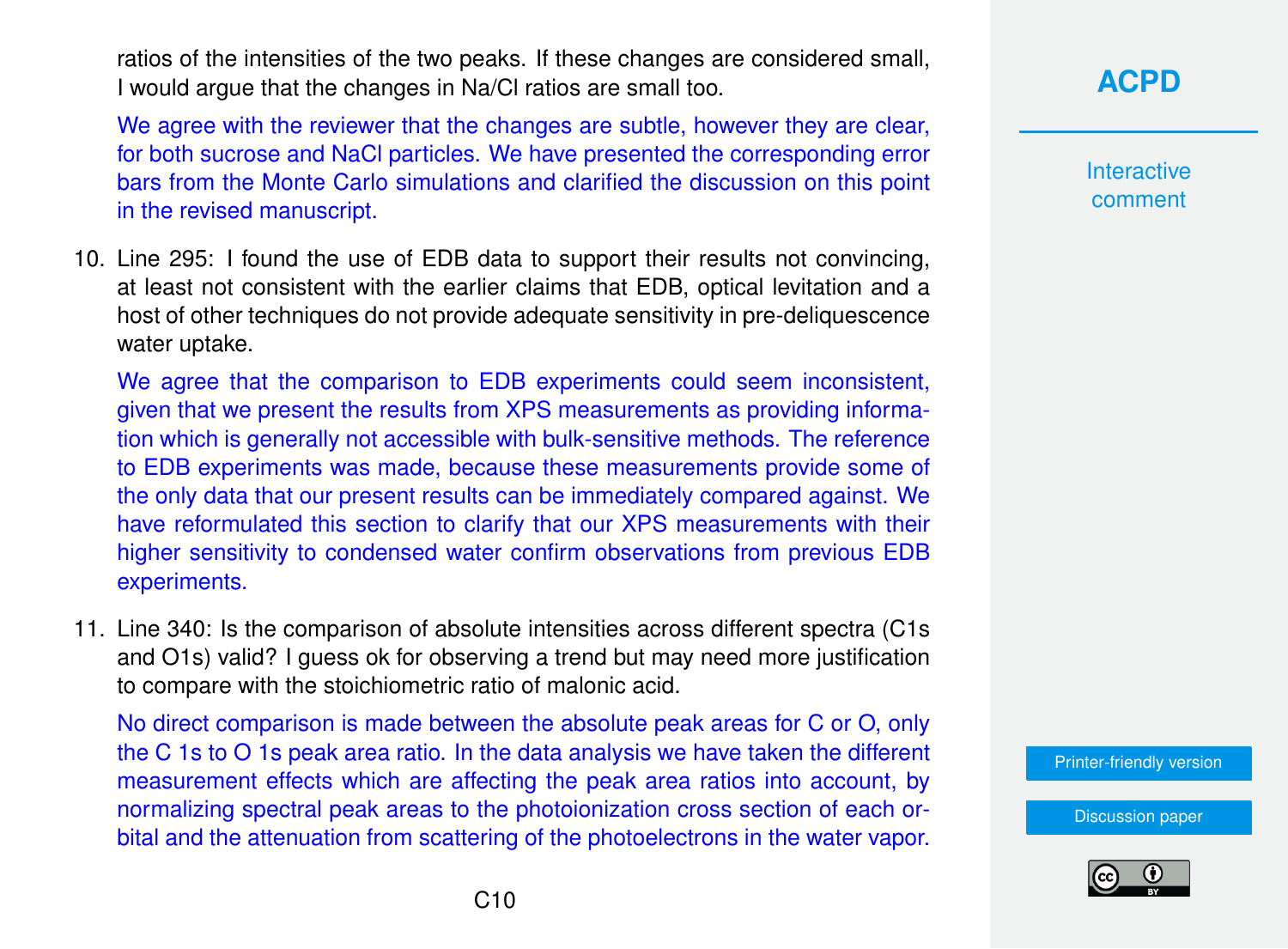ratios of the intensities of the two peaks. If these changes are considered small, I would argue that the changes in Na/Cl ratios are small too.

We agree with the reviewer that the changes are subtle, however they are clear, for both sucrose and NaCl particles. We have presented the corresponding error bars from the Monte Carlo simulations and clarified the discussion on this point in the revised manuscript.

10. Line 295: I found the use of EDB data to support their results not convincing, at least not consistent with the earlier claims that EDB, optical levitation and a host of other techniques do not provide adequate sensitivity in pre-deliquescence water uptake.

    We agree that the comparison to EDB experiments could seem inconsistent, given that we present the results from XPS measurements as providing information which is generally not accessible with bulk-sensitive methods. The reference to EDB experiments was made, because these measurements provide some of the only data that our present results can be immediately compared against. We have reformulated this section to clarify that our XPS measurements with their higher sensitivity to condensed water confirm observations from previous EDB experiments.

11. Line 340: Is the comparison of absolute intensities across different spectra (C1s and O1s) valid? I guess ok for observing a trend but may need more justification to compare with the stoichiometric ratio of malonic acid.

    No direct comparison is made between the absolute peak areas for C or O, only the C 1s to O 1s peak area ratio. In the data analysis we have taken the different measurement effects which are affecting the peak area ratios into account, by normalizing spectral peak areas to the photoionization cross section of each orbital and the attenuation from scattering of the photoelectrons in the water vapor.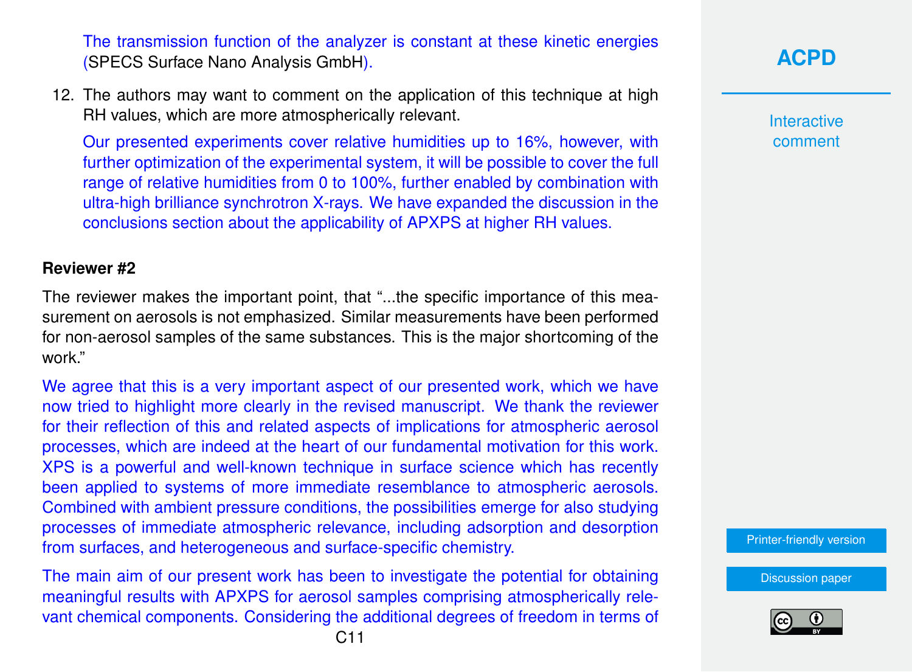The transmission function of the analyzer is constant at these kinetic energies (SPECS Surface Nano Analysis GmbH).

12. The authors may want to comment on the application of this technique at high RH values, which are more atmospherically relevant.

    Our presented experiments cover relative humidities up to 16%, however, with further optimization of the experimental system, it will be possible to cover the full range of relative humidities from 0 to 100%, further enabled by combination with ultra-high brilliance synchrotron X-rays. We have expanded the discussion in the conclusions section about the applicability of APXPS at higher RH values.

**Reviewer #2**

The reviewer makes the important point, that "...the specific importance of this measurement on aerosols is not emphasized. Similar measurements have been performed for non-aerosol samples of the same substances. This is the major shortcoming of the work."

We agree that this is a very important aspect of our presented work, which we have now tried to highlight more clearly in the revised manuscript. We thank the reviewer for their reflection of this and related aspects of implications for atmospheric aerosol processes, which are indeed at the heart of our fundamental motivation for this work. XPS is a powerful and well-known technique in surface science which has recently been applied to systems of more immediate resemblance to atmospheric aerosols. Combined with ambient pressure conditions, the possibilities emerge for also studying processes of immediate atmospheric relevance, including adsorption and desorption from surfaces, and heterogeneous and surface-specific chemistry.

The main aim of our present work has been to investigate the potential for obtaining meaningful results with APXPS for aerosol samples comprising atmospherically relevant chemical components. Considering the additional degrees of freedom in terms of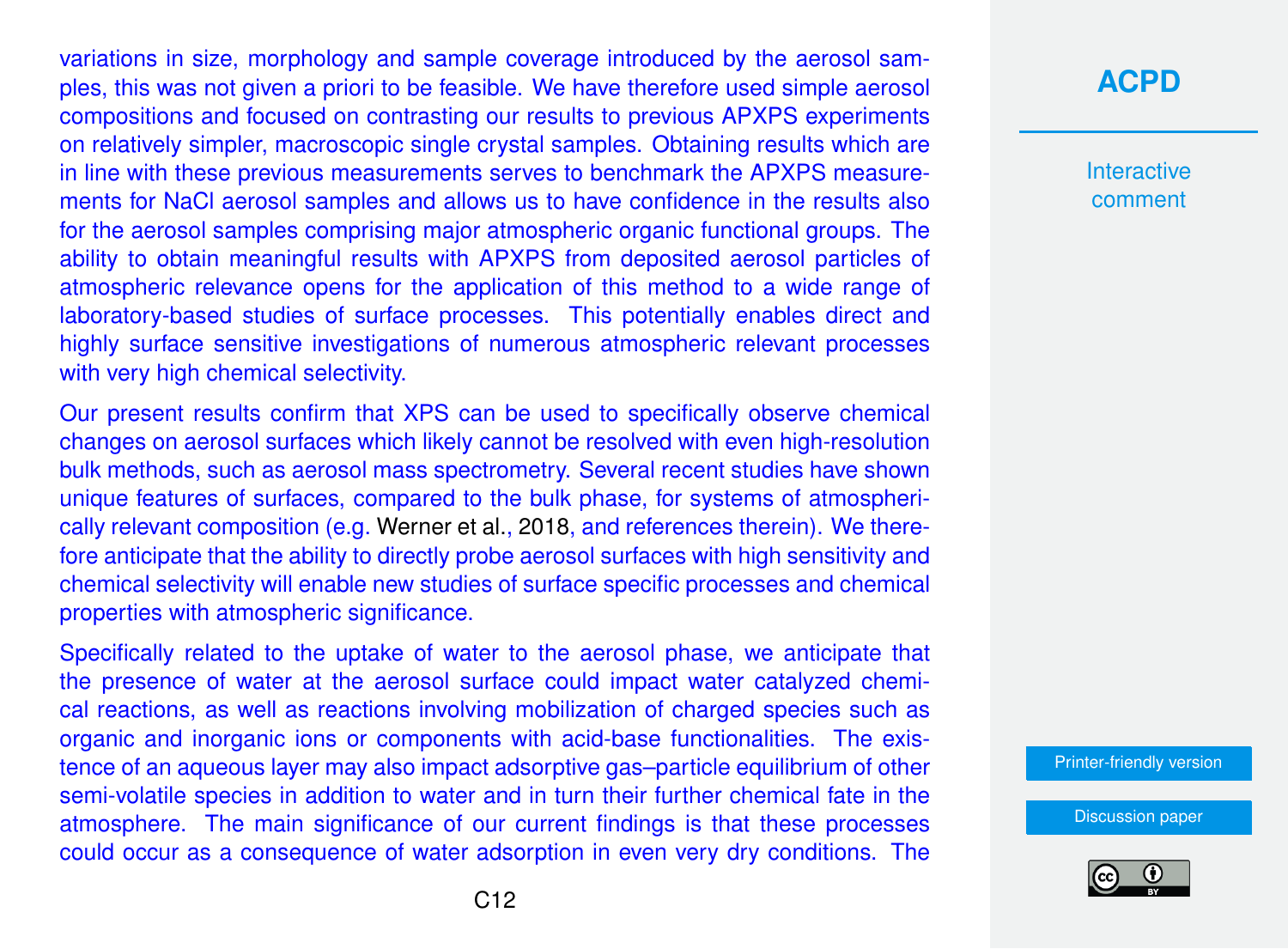variations in size, morphology and sample coverage introduced by the aerosol samples, this was not given a priori to be feasible. We have therefore used simple aerosol compositions and focused on contrasting our results to previous APXPS experiments on relatively simpler, macroscopic single crystal samples. Obtaining results which are in line with these previous measurements serves to benchmark the APXPS measurements for NaCl aerosol samples and allows us to have confidence in the results also for the aerosol samples comprising major atmospheric organic functional groups. The ability to obtain meaningful results with APXPS from deposited aerosol particles of atmospheric relevance opens for the application of this method to a wide range of laboratory-based studies of surface processes. This potentially enables direct and highly surface sensitive investigations of numerous atmospheric relevant processes with very high chemical selectivity.

Our present results confirm that XPS can be used to specifically observe chemical changes on aerosol surfaces which likely cannot be resolved with even high-resolution bulk methods, such as aerosol mass spectrometry. Several recent studies have shown unique features of surfaces, compared to the bulk phase, for systems of atmospherically relevant composition (e.g. Werner et al., 2018, and references therein). We therefore anticipate that the ability to directly probe aerosol surfaces with high sensitivity and chemical selectivity will enable new studies of surface specific processes and chemical properties with atmospheric significance.

Specifically related to the uptake of water to the aerosol phase, we anticipate that the presence of water at the aerosol surface could impact water catalyzed chemical reactions, as well as reactions involving mobilization of charged species such as organic and inorganic ions or components with acid-base functionalities. The existence of an aqueous layer may also impact adsorptive gas–particle equilibrium of other semi-volatile species in addition to water and in turn their further chemical fate in the atmosphere. The main significance of our current findings is that these processes could occur as a consequence of water adsorption in even very dry conditions. The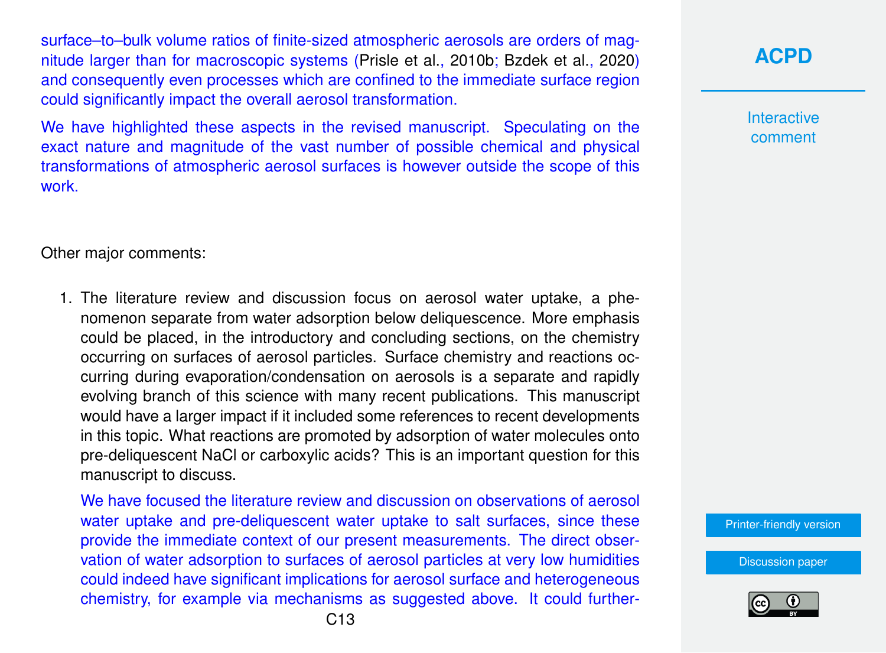surface–to–bulk volume ratios of finite-sized atmospheric aerosols are orders of magnitude larger than for macroscopic systems (Prisle et al., 2010b; Bzdek et al., 2020) and consequently even processes which are confined to the immediate surface region could significantly impact the overall aerosol transformation.

We have highlighted these aspects in the revised manuscript. Speculating on the exact nature and magnitude of the vast number of possible chemical and physical transformations of atmospheric aerosol surfaces is however outside the scope of this work.

Other major comments:

1. The literature review and discussion focus on aerosol water uptake, a phenomenon separate from water adsorption below deliquescence. More emphasis could be placed, in the introductory and concluding sections, on the chemistry occurring on surfaces of aerosol particles. Surface chemistry and reactions occurring during evaporation/condensation on aerosols is a separate and rapidly evolving branch of this science with many recent publications. This manuscript would have a larger impact if it included some references to recent developments in this topic. What reactions are promoted by adsorption of water molecules onto pre-deliquescent NaCl or carboxylic acids? This is an important question for this manuscript to discuss.

   We have focused the literature review and discussion on observations of aerosol water uptake and pre-deliquescent water uptake to salt surfaces, since these provide the immediate context of our present measurements. The direct observation of water adsorption to surfaces of aerosol particles at very low humidities could indeed have significant implications for aerosol surface and heterogeneous chemistry, for example via mechanisms as suggested above. It could further-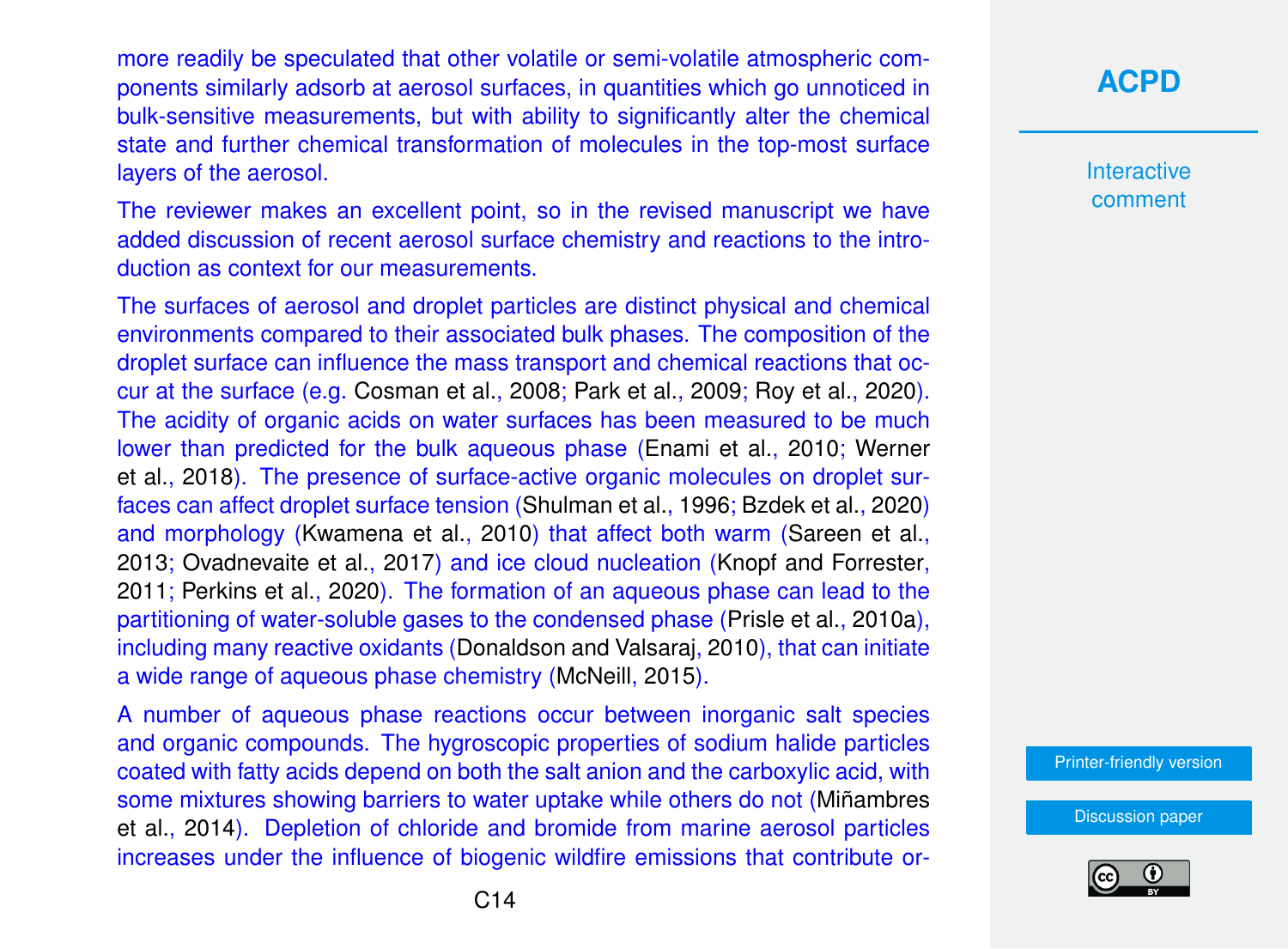more readily be speculated that other volatile or semi-volatile atmospheric components similarly adsorb at aerosol surfaces, in quantities which go unnoticed in bulk-sensitive measurements, but with ability to significantly alter the chemical state and further chemical transformation of molecules in the top-most surface layers of the aerosol.

The reviewer makes an excellent point, so in the revised manuscript we have added discussion of recent aerosol surface chemistry and reactions to the introduction as context for our measurements.

The surfaces of aerosol and droplet particles are distinct physical and chemical environments compared to their associated bulk phases. The composition of the droplet surface can influence the mass transport and chemical reactions that occur at the surface (e.g. Cosman et al., 2008; Park et al., 2009; Roy et al., 2020). The acidity of organic acids on water surfaces has been measured to be much lower than predicted for the bulk aqueous phase (Enami et al., 2010; Werner et al., 2018). The presence of surface-active organic molecules on droplet surfaces can affect droplet surface tension (Shulman et al., 1996; Bzdek et al., 2020) and morphology (Kwamena et al., 2010) that affect both warm (Sareen et al., 2013; Ovadnevaite et al., 2017) and ice cloud nucleation (Knopf and Forrester, 2011; Perkins et al., 2020). The formation of an aqueous phase can lead to the partitioning of water-soluble gases to the condensed phase (Prisle et al., 2010a), including many reactive oxidants (Donaldson and Valsaraj, 2010), that can initiate a wide range of aqueous phase chemistry (McNeill, 2015).

A number of aqueous phase reactions occur between inorganic salt species and organic compounds. The hygroscopic properties of sodium halide particles coated with fatty acids depend on both the salt anion and the carboxylic acid, with some mixtures showing barriers to water uptake while others do not (Miñambres et al., 2014). Depletion of chloride and bromide from marine aerosol particles increases under the influence of biogenic wildfire emissions that contribute or-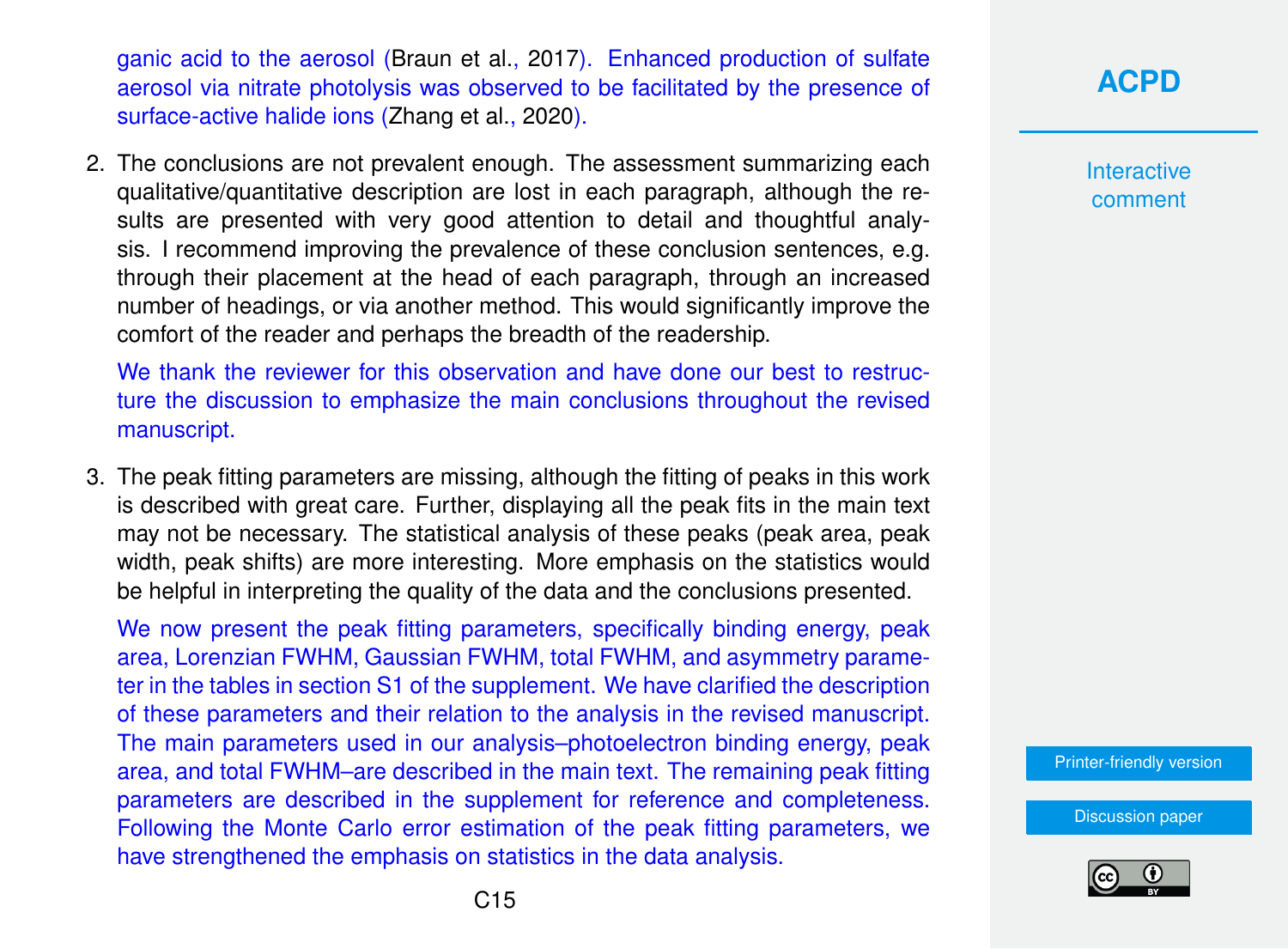ganic acid to the aerosol (Braun et al., 2017). Enhanced production of sulfate aerosol via nitrate photolysis was observed to be facilitated by the presence of surface-active halide ions (Zhang et al., 2020).

2. The conclusions are not prevalent enough. The assessment summarizing each qualitative/quantitative description are lost in each paragraph, although the results are presented with very good attention to detail and thoughtful analysis. I recommend improving the prevalence of these conclusion sentences, e.g. through their placement at the head of each paragraph, through an increased number of headings, or via another method. This would significantly improve the comfort of the reader and perhaps the breadth of the readership.

   We thank the reviewer for this observation and have done our best to restructure the discussion to emphasize the main conclusions throughout the revised manuscript.

3. The peak fitting parameters are missing, although the fitting of peaks in this work is described with great care. Further, displaying all the peak fits in the main text may not be necessary. The statistical analysis of these peaks (peak area, peak width, peak shifts) are more interesting. More emphasis on the statistics would be helpful in interpreting the quality of the data and the conclusions presented.

   We now present the peak fitting parameters, specifically binding energy, peak area, Lorenzian FWHM, Gaussian FWHM, total FWHM, and asymmetry parameter in the tables in section S1 of the supplement. We have clarified the description of these parameters and their relation to the analysis in the revised manuscript. The main parameters used in our analysis–photoelectron binding energy, peak area, and total FWHM–are described in the main text. The remaining peak fitting parameters are described in the supplement for reference and completeness. Following the Monte Carlo error estimation of the peak fitting parameters, we have strengthened the emphasis on statistics in the data analysis.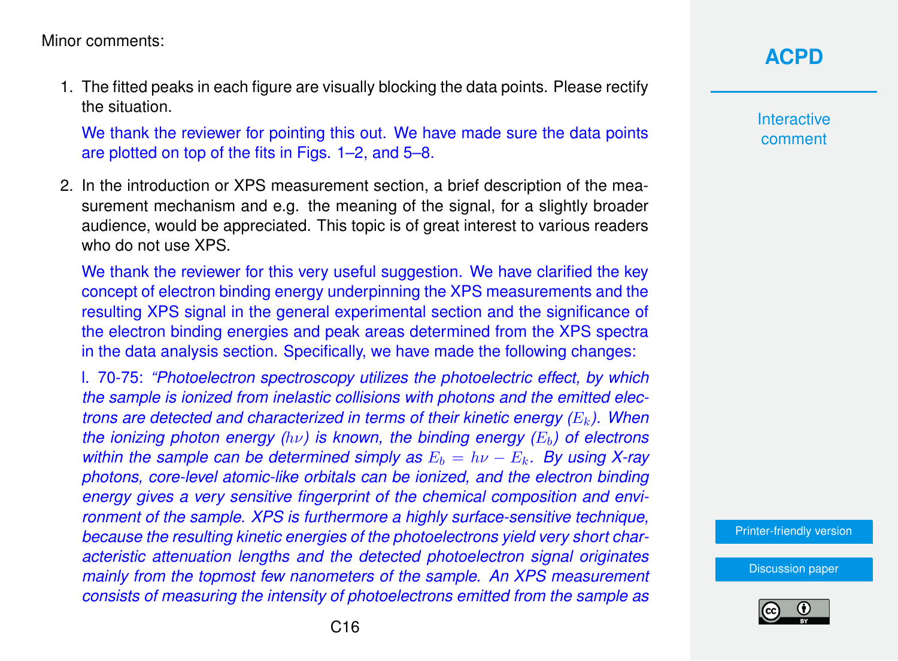Minor comments:

1. The fitted peaks in each figure are visually blocking the data points. Please rectify the situation.

   We thank the reviewer for pointing this out. We have made sure the data points are plotted on top of the fits in Figs. 1–2, and 5–8.

2. In the introduction or XPS measurement section, a brief description of the measurement mechanism and e.g. the meaning of the signal, for a slightly broader audience, would be appreciated. This topic is of great interest to various readers who do not use XPS.

   We thank the reviewer for this very useful suggestion. We have clarified the key concept of electron binding energy underpinning the XPS measurements and the resulting XPS signal in the general experimental section and the significance of the electron binding energies and peak areas determined from the XPS spectra in the data analysis section. Specifically, we have made the following changes:

   l. 70-75: *"Photoelectron spectroscopy utilizes the photoelectric effect, by which the sample is ionized from inelastic collisions with photons and the emitted electrons are detected and characterized in terms of their kinetic energy ($E_k$). When the ionizing photon energy ($h\nu$) is known, the binding energy ($E_b$) of electrons within the sample can be determined simply as $E_b = h\nu - E_k$. By using X-ray photons, core-level atomic-like orbitals can be ionized, and the electron binding energy gives a very sensitive fingerprint of the chemical composition and environment of the sample. XPS is furthermore a highly surface-sensitive technique, because the resulting kinetic energies of the photoelectrons yield very short characteristic attenuation lengths and the detected photoelectron signal originates mainly from the topmost few nanometers of the sample. An XPS measurement consists of measuring the intensity of photoelectrons emitted from the sample as*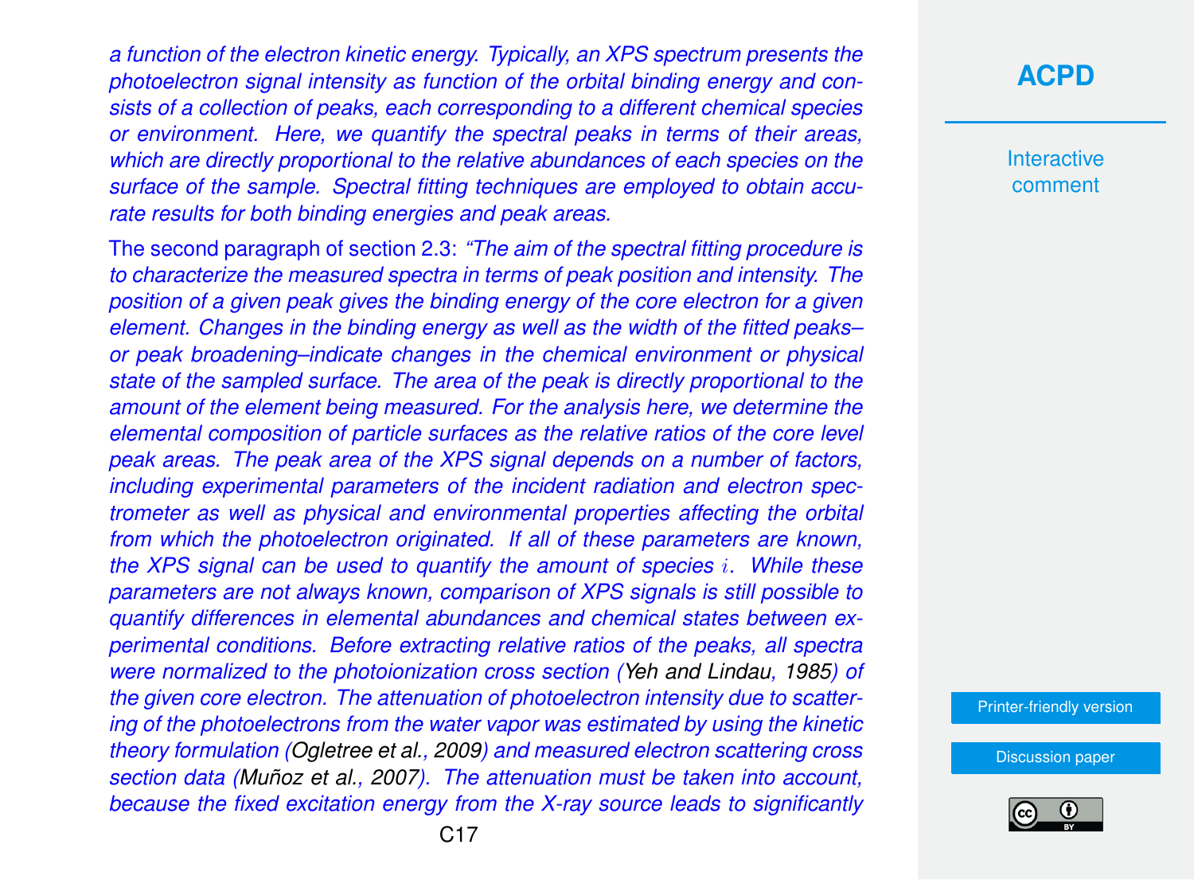*a function of the electron kinetic energy. Typically, an XPS spectrum presents the photoelectron signal intensity as function of the orbital binding energy and consists of a collection of peaks, each corresponding to a different chemical species or environment. Here, we quantify the spectral peaks in terms of their areas, which are directly proportional to the relative abundances of each species on the surface of the sample. Spectral fitting techniques are employed to obtain accurate results for both binding energies and peak areas.*

The second paragraph of section 2.3: *"The aim of the spectral fitting procedure is to characterize the measured spectra in terms of peak position and intensity. The position of a given peak gives the binding energy of the core electron for a given element. Changes in the binding energy as well as the width of the fitted peaks– or peak broadening–indicate changes in the chemical environment or physical state of the sampled surface. The area of the peak is directly proportional to the amount of the element being measured. For the analysis here, we determine the elemental composition of particle surfaces as the relative ratios of the core level peak areas. The peak area of the XPS signal depends on a number of factors, including experimental parameters of the incident radiation and electron spectrometer as well as physical and environmental properties affecting the orbital from which the photoelectron originated. If all of these parameters are known, the XPS signal can be used to quantify the amount of species $i$. While these parameters are not always known, comparison of XPS signals is still possible to quantify differences in elemental abundances and chemical states between experimental conditions. Before extracting relative ratios of the peaks, all spectra were normalized to the photoionization cross section (*Yeh and Lindau*, 1985) of the given core electron. The attenuation of photoelectron intensity due to scattering of the photoelectrons from the water vapor was estimated by using the kinetic theory formulation (*Ogletree et al.*, 2009) and measured electron scattering cross section data (*Muñoz et al.*, 2007). The attenuation must be taken into account, because the fixed excitation energy from the X-ray source leads to significantly*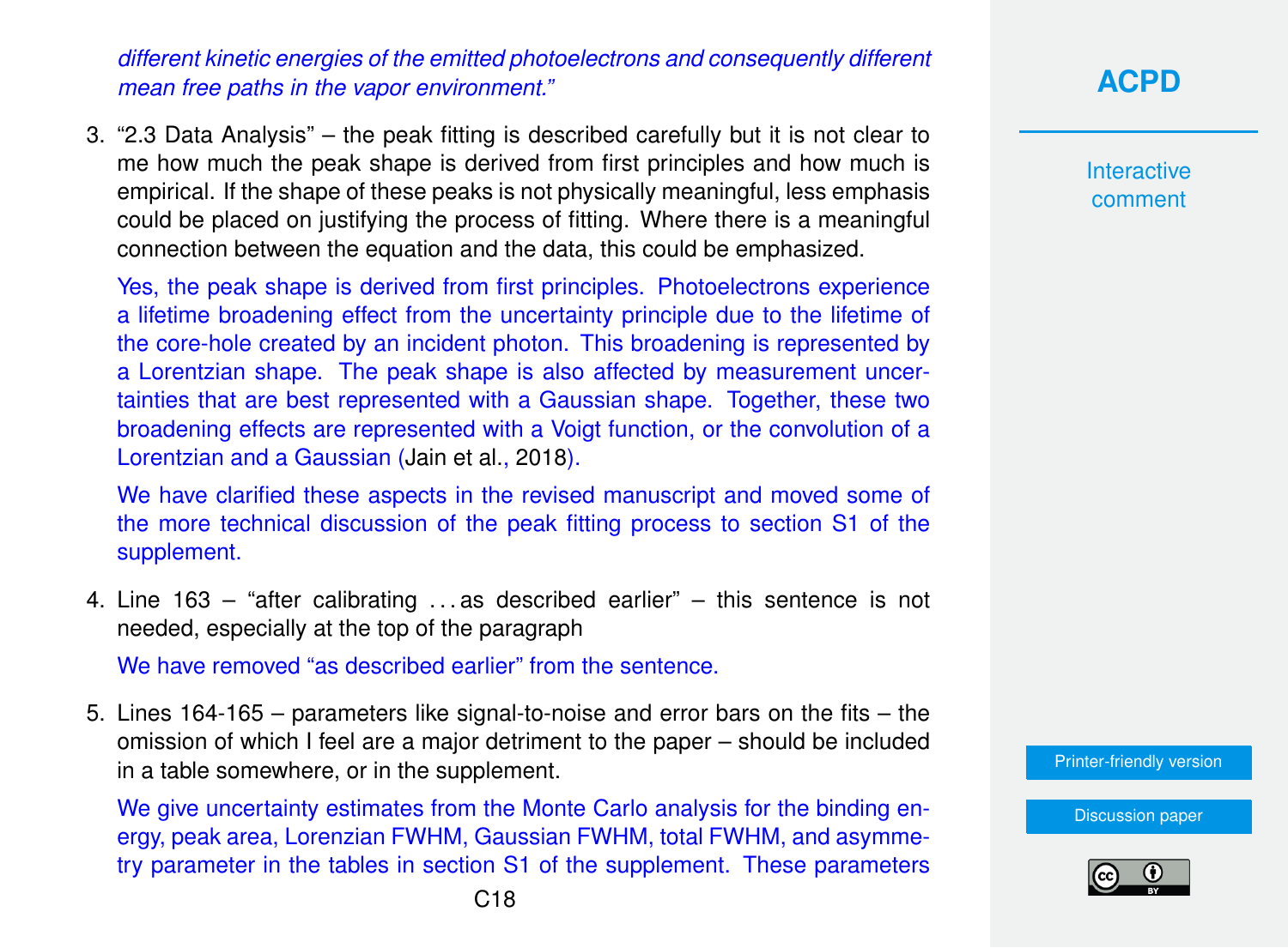*different kinetic energies of the emitted photoelectrons and consequently different mean free paths in the vapor environment."*

3. "2.3 Data Analysis" – the peak fitting is described carefully but it is not clear to me how much the peak shape is derived from first principles and how much is empirical. If the shape of these peaks is not physically meaningful, less emphasis could be placed on justifying the process of fitting. Where there is a meaningful connection between the equation and the data, this could be emphasized.

   Yes, the peak shape is derived from first principles. Photoelectrons experience a lifetime broadening effect from the uncertainty principle due to the lifetime of the core-hole created by an incident photon. This broadening is represented by a Lorentzian shape. The peak shape is also affected by measurement uncertainties that are best represented with a Gaussian shape. Together, these two broadening effects are represented with a Voigt function, or the convolution of a Lorentzian and a Gaussian (Jain et al., 2018).

   We have clarified these aspects in the revised manuscript and moved some of the more technical discussion of the peak fitting process to section S1 of the supplement.

4. Line 163 – "after calibrating . . . as described earlier" – this sentence is not needed, especially at the top of the paragraph

   We have removed "as described earlier" from the sentence.

5. Lines 164-165 – parameters like signal-to-noise and error bars on the fits – the omission of which I feel are a major detriment to the paper – should be included in a table somewhere, or in the supplement.

   We give uncertainty estimates from the Monte Carlo analysis for the binding energy, peak area, Lorenzian FWHM, Gaussian FWHM, total FWHM, and asymmetry parameter in the tables in section S1 of the supplement. These parameters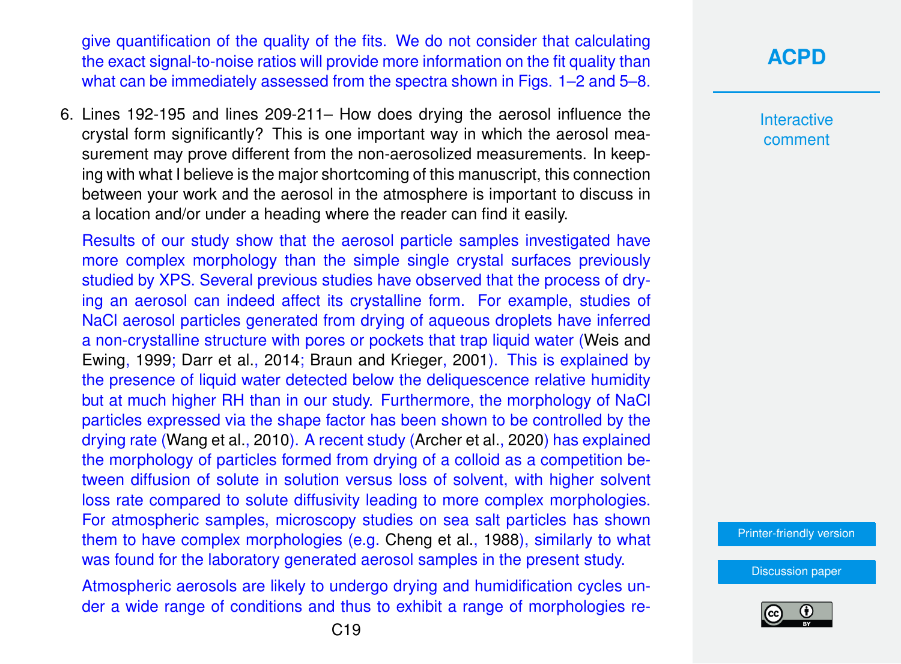give quantification of the quality of the fits. We do not consider that calculating the exact signal-to-noise ratios will provide more information on the fit quality than what can be immediately assessed from the spectra shown in Figs. 1–2 and 5–8.

6. Lines 192-195 and lines 209-211– How does drying the aerosol influence the crystal form significantly? This is one important way in which the aerosol measurement may prove different from the non-aerosolized measurements. In keeping with what I believe is the major shortcoming of this manuscript, this connection between your work and the aerosol in the atmosphere is important to discuss in a location and/or under a heading where the reader can find it easily.

   Results of our study show that the aerosol particle samples investigated have more complex morphology than the simple single crystal surfaces previously studied by XPS. Several previous studies have observed that the process of drying an aerosol can indeed affect its crystalline form. For example, studies of NaCl aerosol particles generated from drying of aqueous droplets have inferred a non-crystalline structure with pores or pockets that trap liquid water (Weis and Ewing, 1999; Darr et al., 2014; Braun and Krieger, 2001). This is explained by the presence of liquid water detected below the deliquescence relative humidity but at much higher RH than in our study. Furthermore, the morphology of NaCl particles expressed via the shape factor has been shown to be controlled by the drying rate (Wang et al., 2010). A recent study (Archer et al., 2020) has explained the morphology of particles formed from drying of a colloid as a competition between diffusion of solute in solution versus loss of solvent, with higher solvent loss rate compared to solute diffusivity leading to more complex morphologies. For atmospheric samples, microscopy studies on sea salt particles has shown them to have complex morphologies (e.g. Cheng et al., 1988), similarly to what was found for the laboratory generated aerosol samples in the present study.

   Atmospheric aerosols are likely to undergo drying and humidification cycles under a wide range of conditions and thus to exhibit a range of morphologies re-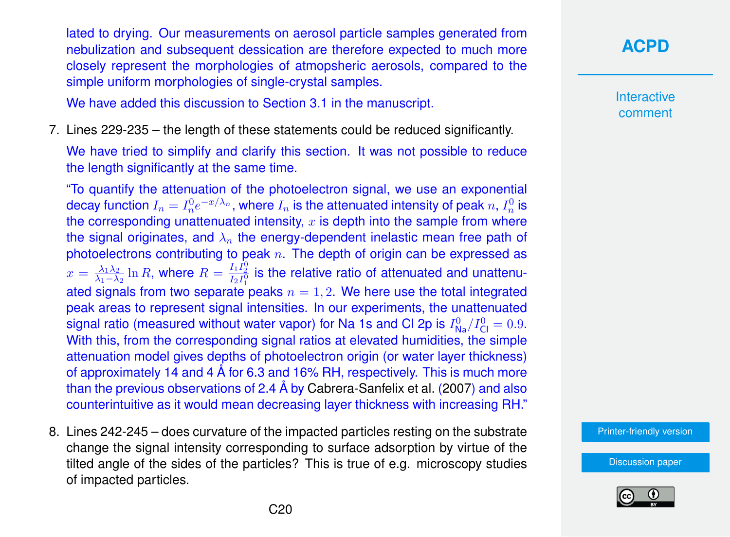lated to drying. Our measurements on aerosol particle samples generated from nebulization and subsequent dessication are therefore expected to much more closely represent the morphologies of atmospheric aerosols, compared to the simple uniform morphologies of single-crystal samples.

We have added this discussion to Section 3.1 in the manuscript.

7. Lines 229-235 – the length of these statements could be reduced significantly.

   We have tried to simplify and clarify this section. It was not possible to reduce the length significantly at the same time.

   "To quantify the attenuation of the photoelectron signal, we use an exponential decay function $I_n = I_n^0 e^{-x/\lambda_n}$, where $I_n$ is the attenuated intensity of peak $n$, $I_n^0$ is the corresponding unattenuated intensity, $x$ is depth into the sample from where the signal originates, and $\lambda_n$ the energy-dependent inelastic mean free path of photoelectrons contributing to peak $n$. The depth of origin can be expressed as $x = \frac{\lambda_1 \lambda_2}{\lambda_1 - \lambda_2} \ln R$, where $R = \frac{I_1 I_2^0}{I_2 I_1^0}$ is the relative ratio of attenuated and unattenuated signals from two separate peaks $n = 1, 2$. We here use the total integrated peak areas to represent signal intensities. In our experiments, the unattenuated signal ratio (measured without water vapor) for Na 1s and Cl 2p is $I_{\text{Na}}^0 / I_{\text{Cl}}^0 = 0.9$. With this, from the corresponding signal ratios at elevated humidities, the simple attenuation model gives depths of photoelectron origin (or water layer thickness) of approximately 14 and 4 Å for 6.3 and 16% RH, respectively. This is much more than the previous observations of 2.4 Å by Cabrera-Sanfelix et al. (2007) and also counterintuitive as it would mean decreasing layer thickness with increasing RH."

8. Lines 242-245 – does curvature of the impacted particles resting on the substrate change the signal intensity corresponding to surface adsorption by virtue of the tilted angle of the sides of the particles? This is true of e.g. microscopy studies of impacted particles.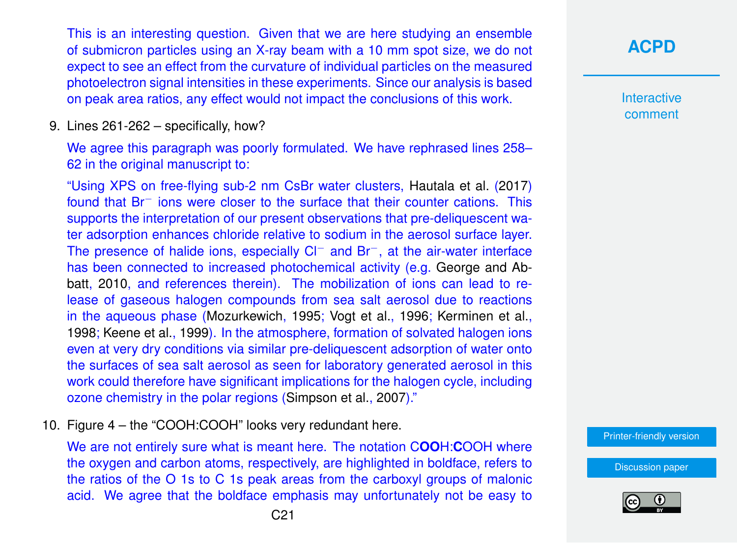This is an interesting question. Given that we are here studying an ensemble of submicron particles using an X-ray beam with a 10 mm spot size, we do not expect to see an effect from the curvature of individual particles on the measured photoelectron signal intensities in these experiments. Since our analysis is based on peak area ratios, any effect would not impact the conclusions of this work.

9. Lines 261-262 – specifically, how?

   We agree this paragraph was poorly formulated. We have rephrased lines 258–62 in the original manuscript to:

   "Using XPS on free-flying sub-2 nm CsBr water clusters, Hautala et al. (2017) found that $Br^-$ ions were closer to the surface that their counter cations. This supports the interpretation of our present observations that pre-deliquescent water adsorption enhances chloride relative to sodium in the aerosol surface layer. The presence of halide ions, especially $Cl^-$ and $Br^-$, at the air-water interface has been connected to increased photochemical activity (e.g. George and Abbatt, 2010, and references therein). The mobilization of ions can lead to release of gaseous halogen compounds from sea salt aerosol due to reactions in the aqueous phase (Mozurkewich, 1995; Vogt et al., 1996; Kerminen et al., 1998; Keene et al., 1999). In the atmosphere, formation of solvated halogen ions even at very dry conditions via similar pre-deliquescent adsorption of water onto the surfaces of sea salt aerosol as seen for laboratory generated aerosol in this work could therefore have significant implications for the halogen cycle, including ozone chemistry in the polar regions (Simpson et al., 2007)."

10. Figure 4 – the "COOH:COOH" looks very redundant here.

    We are not entirely sure what is meant here. The notation C**OO**H:**C**OOH where the oxygen and carbon atoms, respectively, are highlighted in boldface, refers to the ratios of the O 1s to C 1s peak areas from the carboxyl groups of malonic acid. We agree that the boldface emphasis may unfortunately not be easy to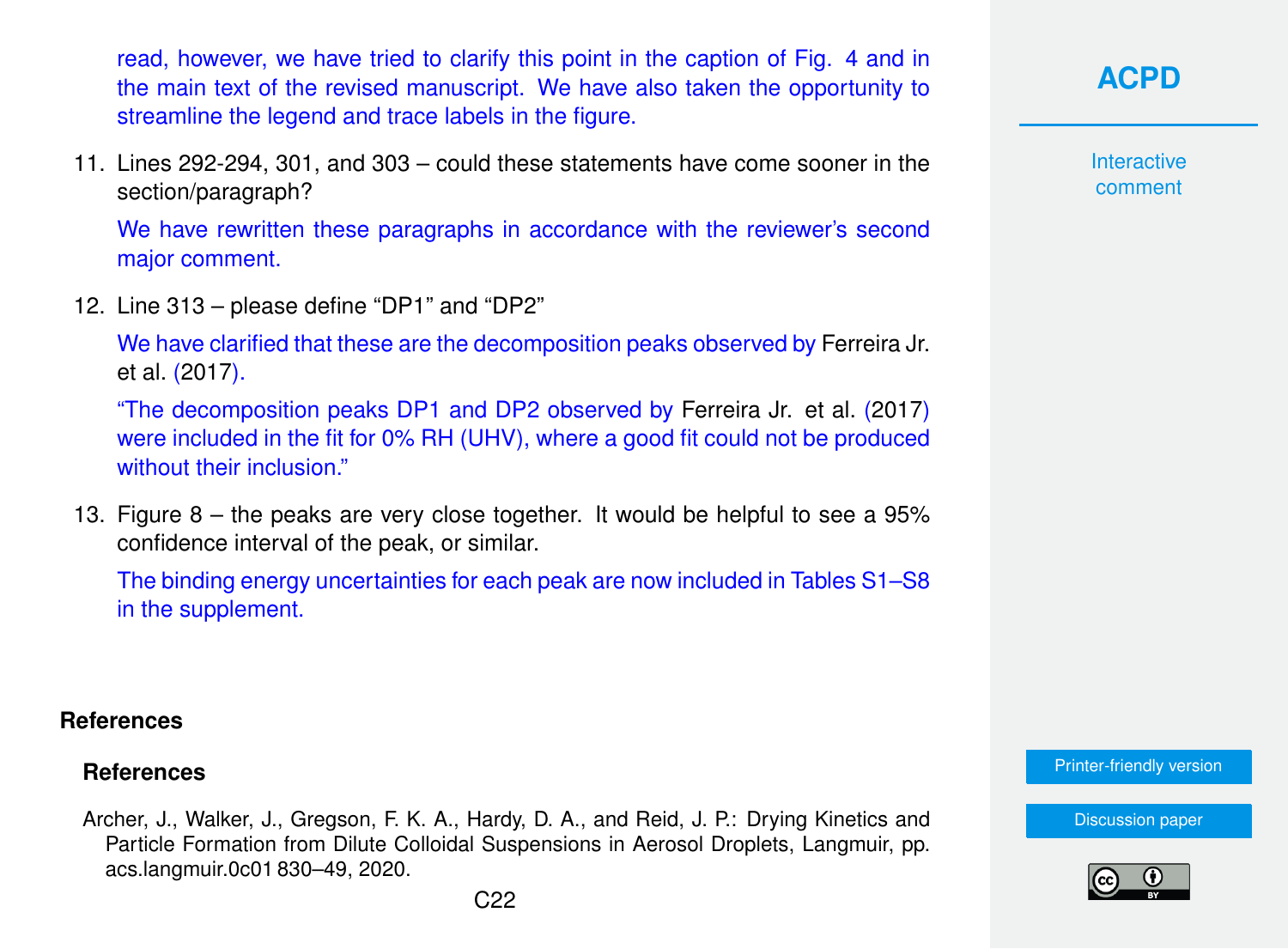read, however, we have tried to clarify this point in the caption of Fig. 4 and in the main text of the revised manuscript. We have also taken the opportunity to streamline the legend and trace labels in the figure.

11. Lines 292-294, 301, and 303 – could these statements have come sooner in the section/paragraph?

    We have rewritten these paragraphs in accordance with the reviewer's second major comment.

12. Line 313 – please define "DP1" and "DP2"

    We have clarified that these are the decomposition peaks observed by Ferreira Jr. et al. (2017).

    "The decomposition peaks DP1 and DP2 observed by Ferreira Jr. et al. (2017) were included in the fit for 0% RH (UHV), where a good fit could not be produced without their inclusion."

13. Figure 8 – the peaks are very close together. It would be helpful to see a 95% confidence interval of the peak, or similar.

    The binding energy uncertainties for each peak are now included in Tables S1–S8 in the supplement.

## References

### References

Archer, J., Walker, J., Gregson, F. K. A., Hardy, D. A., and Reid, J. P.: Drying Kinetics and Particle Formation from Dilute Colloidal Suspensions in Aerosol Droplets, Langmuir, pp. acs.langmuir.0c01 830–49, 2020.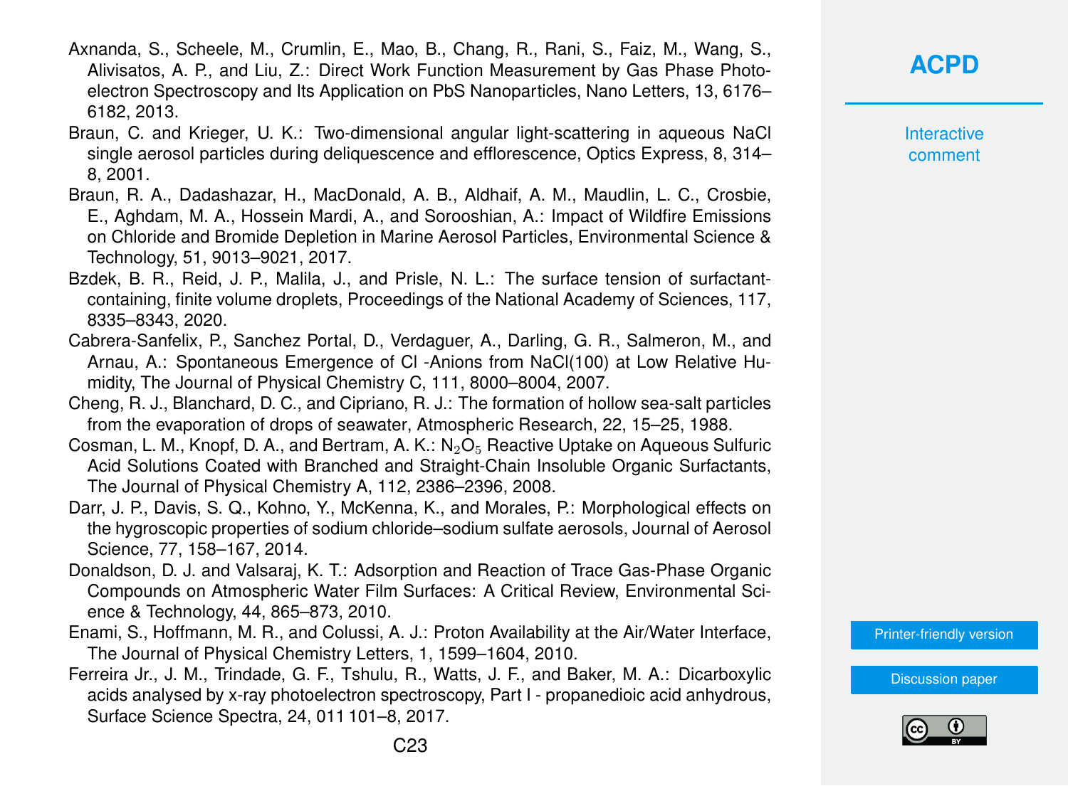Axnanda, S., Scheele, M., Crumlin, E., Mao, B., Chang, R., Rani, S., Faiz, M., Wang, S., Alivisatos, A. P., and Liu, Z.: Direct Work Function Measurement by Gas Phase Photoelectron Spectroscopy and Its Application on PbS Nanoparticles, Nano Letters, 13, 6176–6182, 2013.

Braun, C. and Krieger, U. K.: Two-dimensional angular light-scattering in aqueous NaCl single aerosol particles during deliquescence and efflorescence, Optics Express, 8, 314–8, 2001.

Braun, R. A., Dadashazar, H., MacDonald, A. B., Aldhaif, A. M., Maudlin, L. C., Crosbie, E., Aghdam, M. A., Hossein Mardi, A., and Sorooshian, A.: Impact of Wildfire Emissions on Chloride and Bromide Depletion in Marine Aerosol Particles, Environmental Science & Technology, 51, 9013–9021, 2017.

Bzdek, B. R., Reid, J. P., Malila, J., and Prisle, N. L.: The surface tension of surfactant-containing, finite volume droplets, Proceedings of the National Academy of Sciences, 117, 8335–8343, 2020.

Cabrera-Sanfelix, P., Sanchez Portal, D., Verdaguer, A., Darling, G. R., Salmeron, M., and Arnau, A.: Spontaneous Emergence of Cl -Anions from NaCl(100) at Low Relative Humidity, The Journal of Physical Chemistry C, 111, 8000–8004, 2007.

Cheng, R. J., Blanchard, D. C., and Cipriano, R. J.: The formation of hollow sea-salt particles from the evaporation of drops of seawater, Atmospheric Research, 22, 15–25, 1988.

Cosman, L. M., Knopf, D. A., and Bertram, A. K.: $N_2O_5$ Reactive Uptake on Aqueous Sulfuric Acid Solutions Coated with Branched and Straight-Chain Insoluble Organic Surfactants, The Journal of Physical Chemistry A, 112, 2386–2396, 2008.

Darr, J. P., Davis, S. Q., Kohno, Y., McKenna, K., and Morales, P.: Morphological effects on the hygroscopic properties of sodium chloride–sodium sulfate aerosols, Journal of Aerosol Science, 77, 158–167, 2014.

Donaldson, D. J. and Valsaraj, K. T.: Adsorption and Reaction of Trace Gas-Phase Organic Compounds on Atmospheric Water Film Surfaces: A Critical Review, Environmental Science & Technology, 44, 865–873, 2010.

Enami, S., Hoffmann, M. R., and Colussi, A. J.: Proton Availability at the Air/Water Interface, The Journal of Physical Chemistry Letters, 1, 1599–1604, 2010.

Ferreira Jr., J. M., Trindade, G. F., Tshulu, R., Watts, J. F., and Baker, M. A.: Dicarboxylic acids analysed by x-ray photoelectron spectroscopy, Part I - propanedioic acid anhydrous, Surface Science Spectra, 24, 011 101–8, 2017.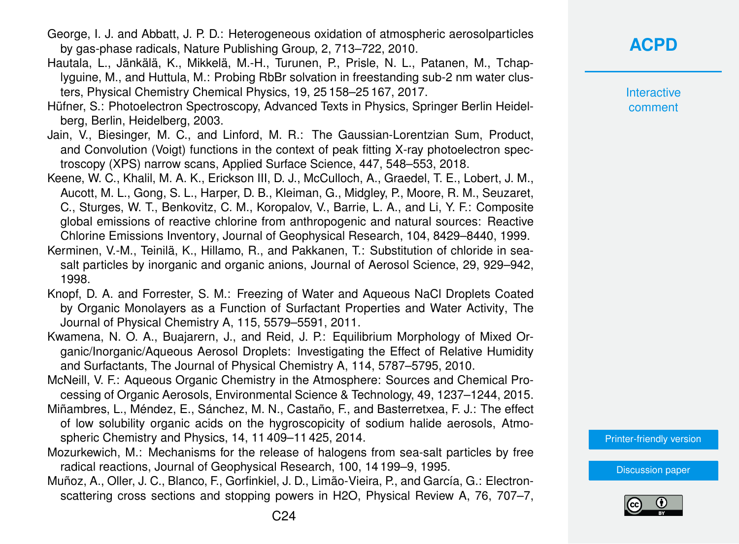George, I. J. and Abbatt, J. P. D.: Heterogeneous oxidation of atmospheric aerosolparticles by gas-phase radicals, Nature Publishing Group, 2, 713–722, 2010.

Hautala, L., Jänkälä, K., Mikkelä, M.-H., Turunen, P., Prisle, N. L., Patanen, M., Tchaplyguine, M., and Huttula, M.: Probing RbBr solvation in freestanding sub-2 nm water clusters, Physical Chemistry Chemical Physics, 19, 25 158–25 167, 2017.

Hüfner, S.: Photoelectron Spectroscopy, Advanced Texts in Physics, Springer Berlin Heidelberg, Berlin, Heidelberg, 2003.

Jain, V., Biesinger, M. C., and Linford, M. R.: The Gaussian-Lorentzian Sum, Product, and Convolution (Voigt) functions in the context of peak fitting X-ray photoelectron spectroscopy (XPS) narrow scans, Applied Surface Science, 447, 548–553, 2018.

Keene, W. C., Khalil, M. A. K., Erickson III, D. J., McCulloch, A., Graedel, T. E., Lobert, J. M., Aucott, M. L., Gong, S. L., Harper, D. B., Kleiman, G., Midgley, P., Moore, R. M., Seuzaret, C., Sturges, W. T., Benkovitz, C. M., Koropalov, V., Barrie, L. A., and Li, Y. F.: Composite global emissions of reactive chlorine from anthropogenic and natural sources: Reactive Chlorine Emissions Inventory, Journal of Geophysical Research, 104, 8429–8440, 1999.

Kerminen, V.-M., Teinilä, K., Hillamo, R., and Pakkanen, T.: Substitution of chloride in sea-salt particles by inorganic and organic anions, Journal of Aerosol Science, 29, 929–942, 1998.

Knopf, D. A. and Forrester, S. M.: Freezing of Water and Aqueous NaCl Droplets Coated by Organic Monolayers as a Function of Surfactant Properties and Water Activity, The Journal of Physical Chemistry A, 115, 5579–5591, 2011.

Kwamena, N. O. A., Buajarern, J., and Reid, J. P.: Equilibrium Morphology of Mixed Organic/Inorganic/Aqueous Aerosol Droplets: Investigating the Effect of Relative Humidity and Surfactants, The Journal of Physical Chemistry A, 114, 5787–5795, 2010.

McNeill, V. F.: Aqueous Organic Chemistry in the Atmosphere: Sources and Chemical Processing of Organic Aerosols, Environmental Science & Technology, 49, 1237–1244, 2015.

Miñambres, L., Méndez, E., Sánchez, M. N., Castaño, F., and Basterretxea, F. J.: The effect of low solubility organic acids on the hygroscopicity of sodium halide aerosols, Atmospheric Chemistry and Physics, 14, 11 409–11 425, 2014.

Mozurkewich, M.: Mechanisms for the release of halogens from sea-salt particles by free radical reactions, Journal of Geophysical Research, 100, 14 199–9, 1995.

Muñoz, A., Oller, J. C., Blanco, F., Gorfinkiel, J. D., Limão-Vieira, P., and García, G.: Electron-scattering cross sections and stopping powers in H2O, Physical Review A, 76, 707–7,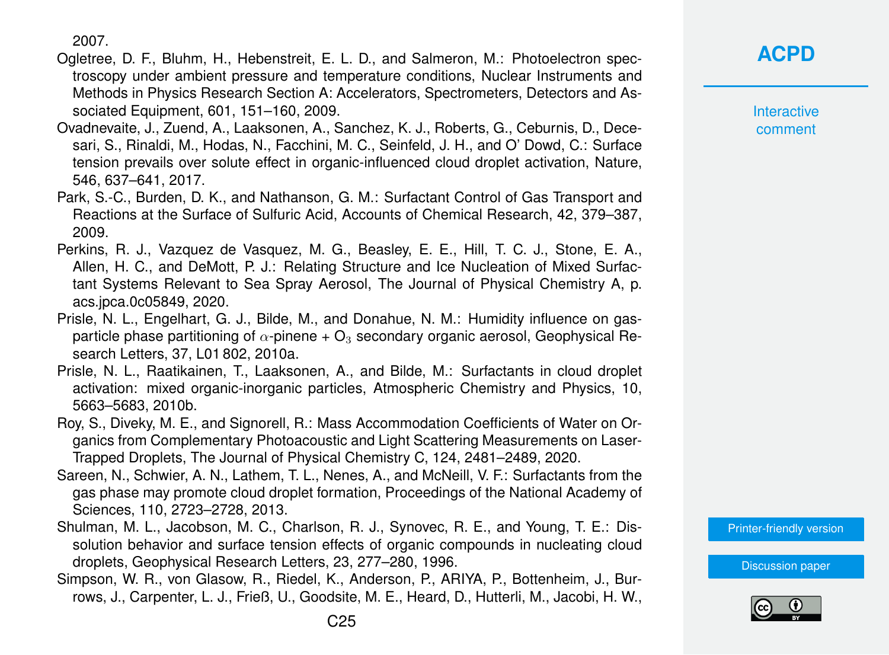2007.

Ogletree, D. F., Bluhm, H., Hebenstreit, E. L. D., and Salmeron, M.: Photoelectron spectroscopy under ambient pressure and temperature conditions, Nuclear Instruments and Methods in Physics Research Section A: Accelerators, Spectrometers, Detectors and Associated Equipment, 601, 151–160, 2009.

Ovadnevaite, J., Zuend, A., Laaksonen, A., Sanchez, K. J., Roberts, G., Ceburnis, D., Decesari, S., Rinaldi, M., Hodas, N., Facchini, M. C., Seinfeld, J. H., and O' Dowd, C.: Surface tension prevails over solute effect in organic-influenced cloud droplet activation, Nature, 546, 637–641, 2017.

Park, S.-C., Burden, D. K., and Nathanson, G. M.: Surfactant Control of Gas Transport and Reactions at the Surface of Sulfuric Acid, Accounts of Chemical Research, 42, 379–387, 2009.

Perkins, R. J., Vazquez de Vasquez, M. G., Beasley, E. E., Hill, T. C. J., Stone, E. A., Allen, H. C., and DeMott, P. J.: Relating Structure and Ice Nucleation of Mixed Surfactant Systems Relevant to Sea Spray Aerosol, The Journal of Physical Chemistry A, p. acs.jpca.0c05849, 2020.

Prisle, N. L., Engelhart, G. J., Bilde, M., and Donahue, N. M.: Humidity influence on gas-particle phase partitioning of $\alpha$-pinene + $O_3$ secondary organic aerosol, Geophysical Research Letters, 37, L01 802, 2010a.

Prisle, N. L., Raatikainen, T., Laaksonen, A., and Bilde, M.: Surfactants in cloud droplet activation: mixed organic-inorganic particles, Atmospheric Chemistry and Physics, 10, 5663–5683, 2010b.

Roy, S., Diveky, M. E., and Signorell, R.: Mass Accommodation Coefficients of Water on Organics from Complementary Photoacoustic and Light Scattering Measurements on Laser-Trapped Droplets, The Journal of Physical Chemistry C, 124, 2481–2489, 2020.

Sareen, N., Schwier, A. N., Lathem, T. L., Nenes, A., and McNeill, V. F.: Surfactants from the gas phase may promote cloud droplet formation, Proceedings of the National Academy of Sciences, 110, 2723–2728, 2013.

Shulman, M. L., Jacobson, M. C., Charlson, R. J., Synovec, R. E., and Young, T. E.: Dissolution behavior and surface tension effects of organic compounds in nucleating cloud droplets, Geophysical Research Letters, 23, 277–280, 1996.

Simpson, W. R., von Glasow, R., Riedel, K., Anderson, P., ARIYA, P., Bottenheim, J., Burrows, J., Carpenter, L. J., Frieß, U., Goodsite, M. E., Heard, D., Hutterli, M., Jacobi, H. W.,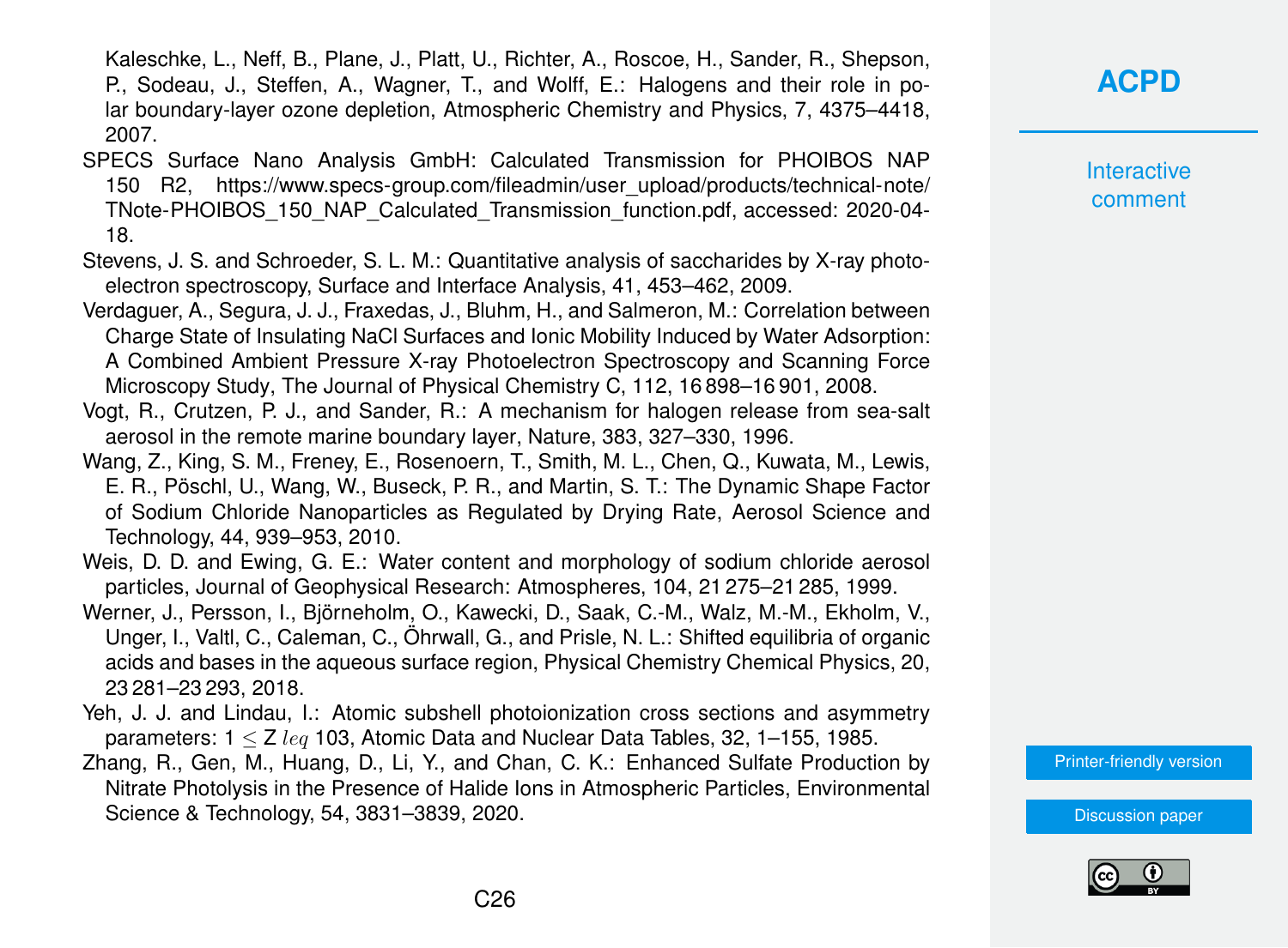Kaleschke, L., Neff, B., Plane, J., Platt, U., Richter, A., Roscoe, H., Sander, R., Shepson, P., Sodeau, J., Steffen, A., Wagner, T., and Wolff, E.: Halogens and their role in polar boundary-layer ozone depletion, Atmospheric Chemistry and Physics, 7, 4375–4418, 2007.

SPECS Surface Nano Analysis GmbH: Calculated Transmission for PHOIBOS NAP 150 R2, https://www.specs-group.com/fileadmin/user_upload/products/technical-note/TNote-PHOIBOS_150_NAP_Calculated_Transmission_function.pdf, accessed: 2020-04-18.

Stevens, J. S. and Schroeder, S. L. M.: Quantitative analysis of saccharides by X-ray photoelectron spectroscopy, Surface and Interface Analysis, 41, 453–462, 2009.

Verdaguer, A., Segura, J. J., Fraxedas, J., Bluhm, H., and Salmeron, M.: Correlation between Charge State of Insulating NaCl Surfaces and Ionic Mobility Induced by Water Adsorption: A Combined Ambient Pressure X-ray Photoelectron Spectroscopy and Scanning Force Microscopy Study, The Journal of Physical Chemistry C, 112, 16 898–16 901, 2008.

Vogt, R., Crutzen, P. J., and Sander, R.: A mechanism for halogen release from sea-salt aerosol in the remote marine boundary layer, Nature, 383, 327–330, 1996.

Wang, Z., King, S. M., Freney, E., Rosenoern, T., Smith, M. L., Chen, Q., Kuwata, M., Lewis, E. R., Pöschl, U., Wang, W., Buseck, P. R., and Martin, S. T.: The Dynamic Shape Factor of Sodium Chloride Nanoparticles as Regulated by Drying Rate, Aerosol Science and Technology, 44, 939–953, 2010.

Weis, D. D. and Ewing, G. E.: Water content and morphology of sodium chloride aerosol particles, Journal of Geophysical Research: Atmospheres, 104, 21 275–21 285, 1999.

Werner, J., Persson, I., Björneholm, O., Kawecki, D., Saak, C.-M., Walz, M.-M., Ekholm, V., Unger, I., Valtl, C., Caleman, C., Öhrwall, G., and Prisle, N. L.: Shifted equilibria of organic acids and bases in the aqueous surface region, Physical Chemistry Chemical Physics, 20, 23 281–23 293, 2018.

Yeh, J. J. and Lindau, I.: Atomic subshell photoionization cross sections and asymmetry parameters: $1 \leq$ Z $leq$ 103, Atomic Data and Nuclear Data Tables, 32, 1–155, 1985.

Zhang, R., Gen, M., Huang, D., Li, Y., and Chan, C. K.: Enhanced Sulfate Production by Nitrate Photolysis in the Presence of Halide Ions in Atmospheric Particles, Environmental Science & Technology, 54, 3831–3839, 2020.